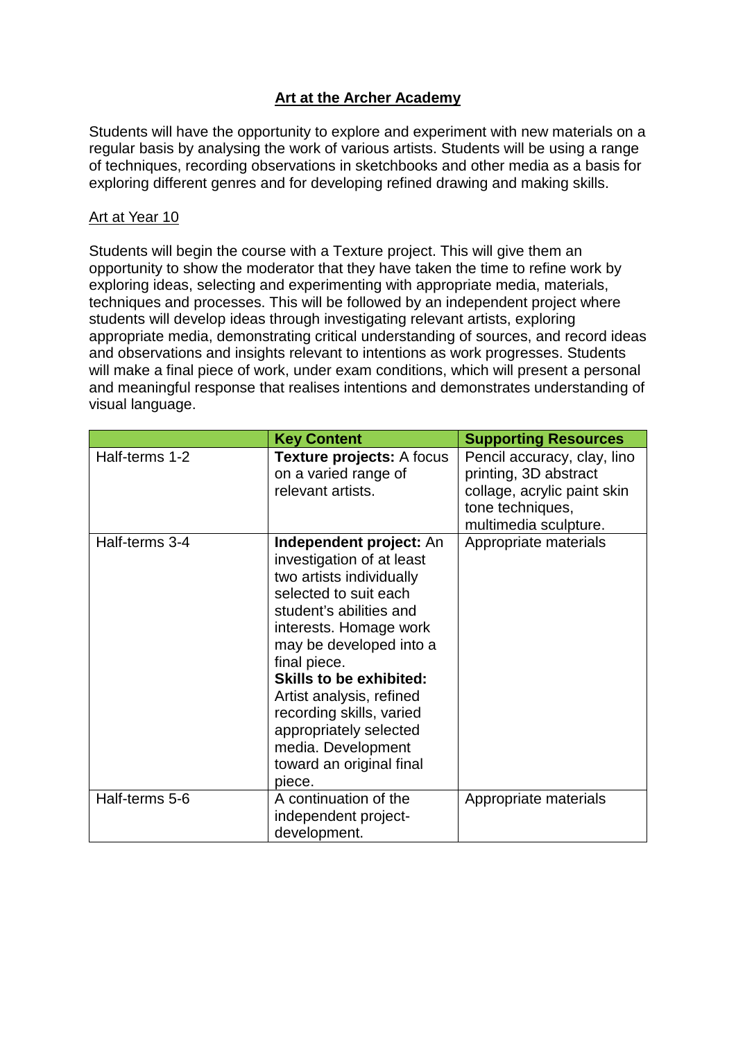# Art at the Archer Academy

Students will have the opportunity to explore and experiment with new materials on a regular basis by analysing the work of various artists. Students will be using a range of techniques, recording observations in sketchbooks and other media as a basis for exploring different genres and for developing refined drawing and making skills.

## Art at Year 10

Students will begin the course with a Texture project. This will give them an opportunity to show the moderator that they have taken the time to refine work by exploring ideas, selecting and experimenting with appropriate media, materials, techniques and processes. This will be followed by an independent project where students will develop ideas through investigating relevant artists, exploring appropriate media, demonstrating critical understanding of sources, and record ideas and observations and insights relevant to intentions as work progresses. Students will make a final piece of work, under exam conditions, which will present a personal and meaningful response that realises intentions and demonstrates understanding of visual language.

| | **Key Content** | **Supporting Resources** |
|---|---|---|
| Half-terms 1-2 | **Texture projects:** A focus on a varied range of relevant artists. | Pencil accuracy, clay, lino printing, 3D abstract collage, acrylic paint skin tone techniques, multimedia sculpture. |
| Half-terms 3-4 | **Independent project:** An investigation of at least two artists individually selected to suit each student's abilities and interests. Homage work may be developed into a final piece. **Skills to be exhibited:** Artist analysis, refined recording skills, varied appropriately selected media. Development toward an original final piece. | Appropriate materials |
| Half-terms 5-6 | A continuation of the independent project-development. | Appropriate materials |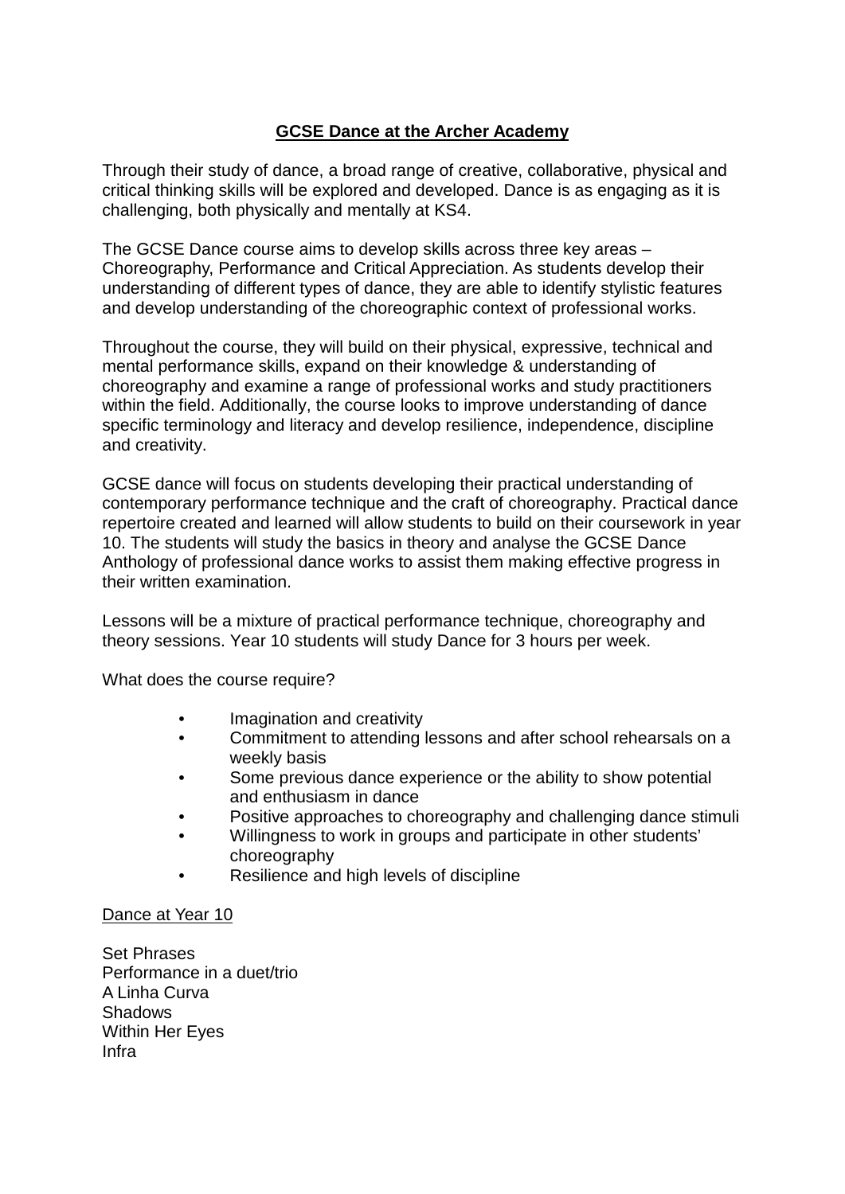# GCSE Dance at the Archer Academy

Through their study of dance, a broad range of creative, collaborative, physical and critical thinking skills will be explored and developed. Dance is as engaging as it is challenging, both physically and mentally at KS4.

The GCSE Dance course aims to develop skills across three key areas – Choreography, Performance and Critical Appreciation. As students develop their understanding of different types of dance, they are able to identify stylistic features and develop understanding of the choreographic context of professional works.

Throughout the course, they will build on their physical, expressive, technical and mental performance skills, expand on their knowledge & understanding of choreography and examine a range of professional works and study practitioners within the field. Additionally, the course looks to improve understanding of dance specific terminology and literacy and develop resilience, independence, discipline and creativity.

GCSE dance will focus on students developing their practical understanding of contemporary performance technique and the craft of choreography. Practical dance repertoire created and learned will allow students to build on their coursework in year 10. The students will study the basics in theory and analyse the GCSE Dance Anthology of professional dance works to assist them making effective progress in their written examination.

Lessons will be a mixture of practical performance technique, choreography and theory sessions. Year 10 students will study Dance for 3 hours per week.

What does the course require?

- Imagination and creativity
- Commitment to attending lessons and after school rehearsals on a weekly basis
- Some previous dance experience or the ability to show potential and enthusiasm in dance
- Positive approaches to choreography and challenging dance stimuli
- Willingness to work in groups and participate in other students' choreography
- Resilience and high levels of discipline

Dance at Year 10

Set Phrases
Performance in a duet/trio
A Linha Curva
Shadows
Within Her Eyes
Infra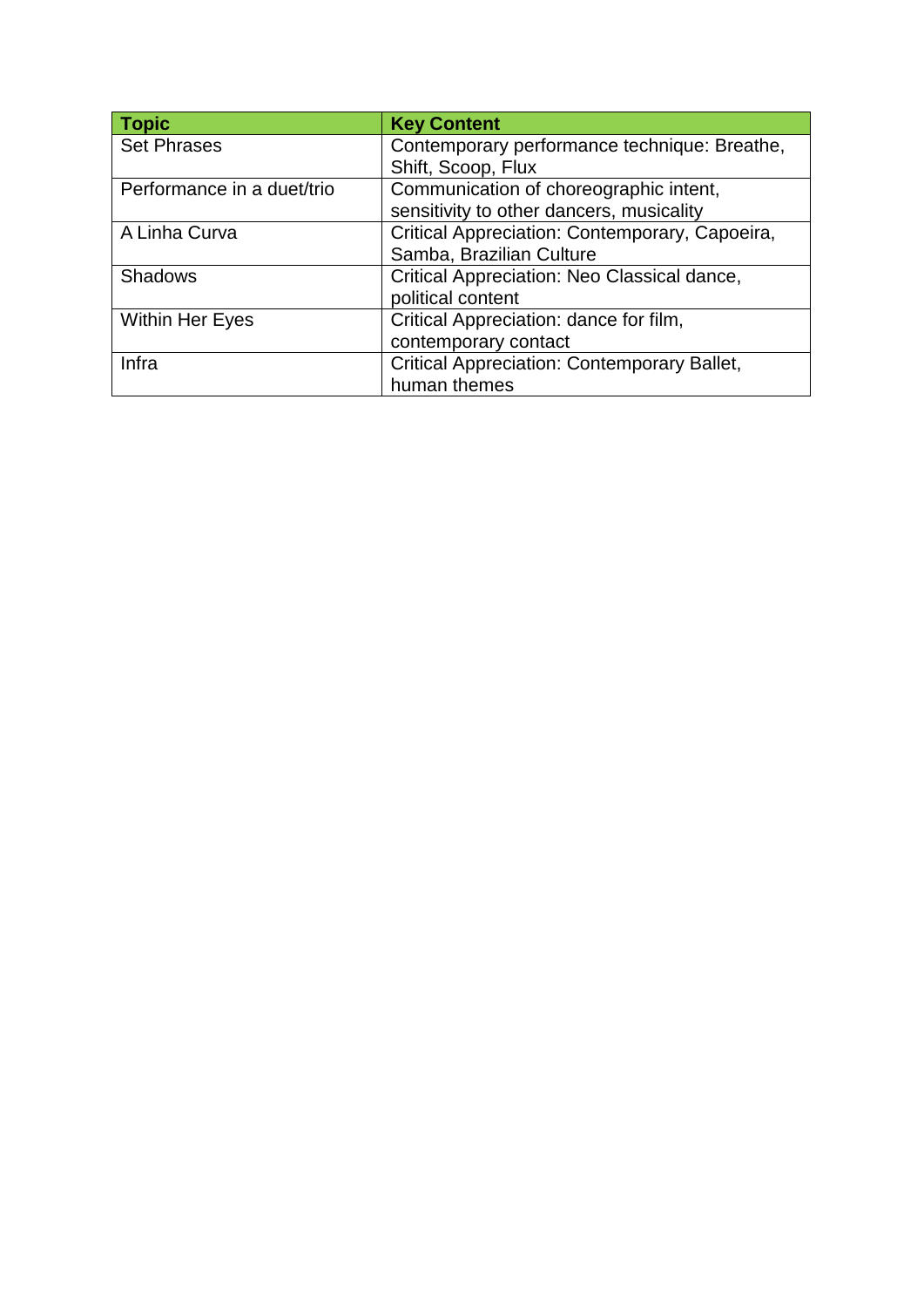| Topic | Key Content |
| --- | --- |
| Set Phrases | Contemporary performance technique: Breathe, Shift, Scoop, Flux |
| Performance in a duet/trio | Communication of choreographic intent, sensitivity to other dancers, musicality |
| A Linha Curva | Critical Appreciation: Contemporary, Capoeira, Samba, Brazilian Culture |
| Shadows | Critical Appreciation: Neo Classical dance, political content |
| Within Her Eyes | Critical Appreciation: dance for film, contemporary contact |
| Infra | Critical Appreciation: Contemporary Ballet, human themes |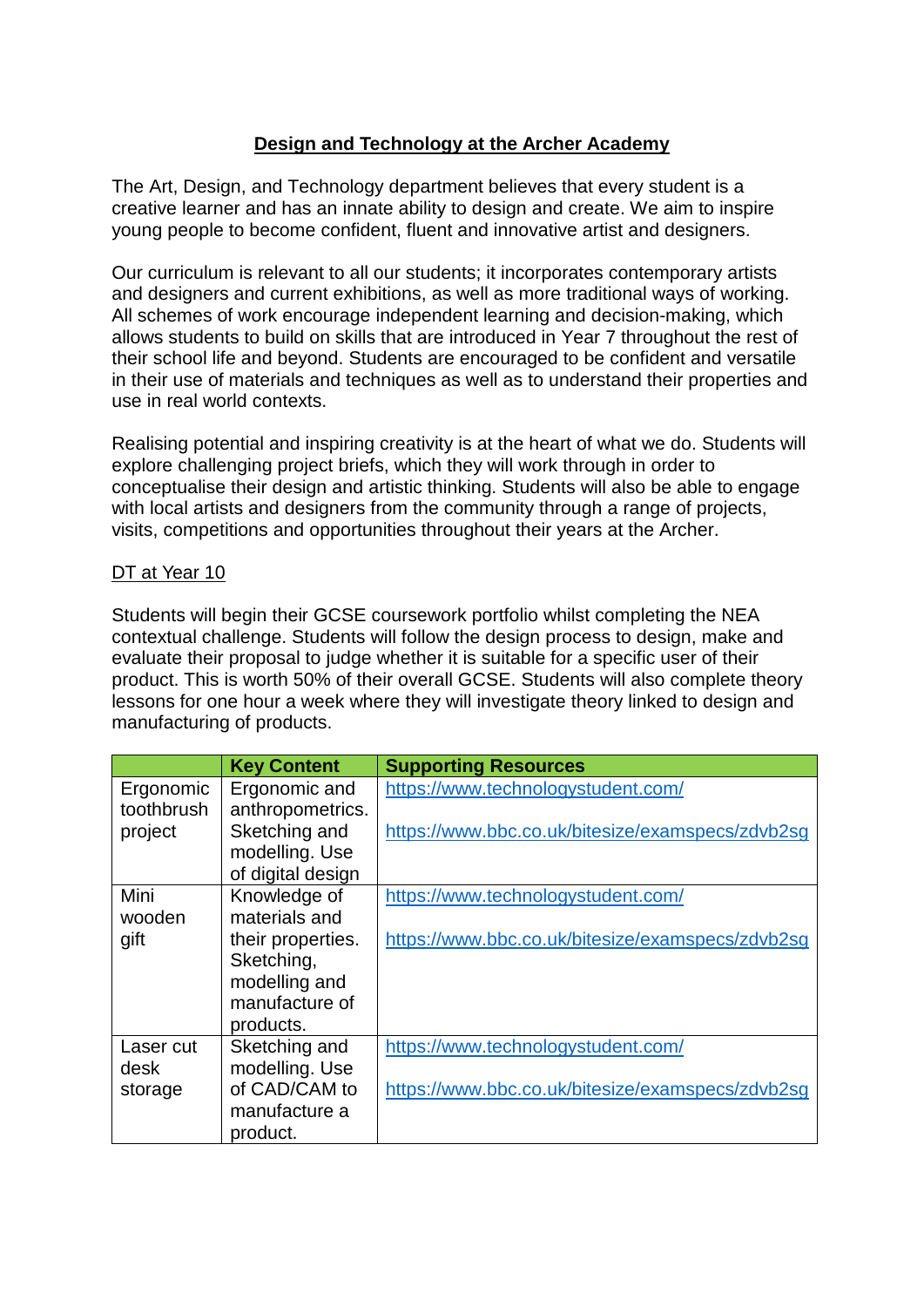# Design and Technology at the Archer Academy

The Art, Design, and Technology department believes that every student is a creative learner and has an innate ability to design and create. We aim to inspire young people to become confident, fluent and innovative artist and designers.

Our curriculum is relevant to all our students; it incorporates contemporary artists and designers and current exhibitions, as well as more traditional ways of working. All schemes of work encourage independent learning and decision-making, which allows students to build on skills that are introduced in Year 7 throughout the rest of their school life and beyond. Students are encouraged to be confident and versatile in their use of materials and techniques as well as to understand their properties and use in real world contexts.

Realising potential and inspiring creativity is at the heart of what we do. Students will explore challenging project briefs, which they will work through in order to conceptualise their design and artistic thinking. Students will also be able to engage with local artists and designers from the community through a range of projects, visits, competitions and opportunities throughout their years at the Archer.

## DT at Year 10

Students will begin their GCSE coursework portfolio whilst completing the NEA contextual challenge. Students will follow the design process to design, make and evaluate their proposal to judge whether it is suitable for a specific user of their product. This is worth 50% of their overall GCSE. Students will also complete theory lessons for one hour a week where they will investigate theory linked to design and manufacturing of products.

| | Key Content | Supporting Resources |
|---|---|---|
| Ergonomic toothbrush project | Ergonomic and anthropometrics. Sketching and modelling. Use of digital design | https://www.technologystudent.com/ <br><br> https://www.bbc.co.uk/bitesize/examspecs/zdvb2sg |
| Mini wooden gift | Knowledge of materials and their properties. Sketching, modelling and manufacture of products. | https://www.technologystudent.com/ <br><br> https://www.bbc.co.uk/bitesize/examspecs/zdvb2sg |
| Laser cut desk storage | Sketching and modelling. Use of CAD/CAM to manufacture a product. | https://www.technologystudent.com/ <br><br> https://www.bbc.co.uk/bitesize/examspecs/zdvb2sg |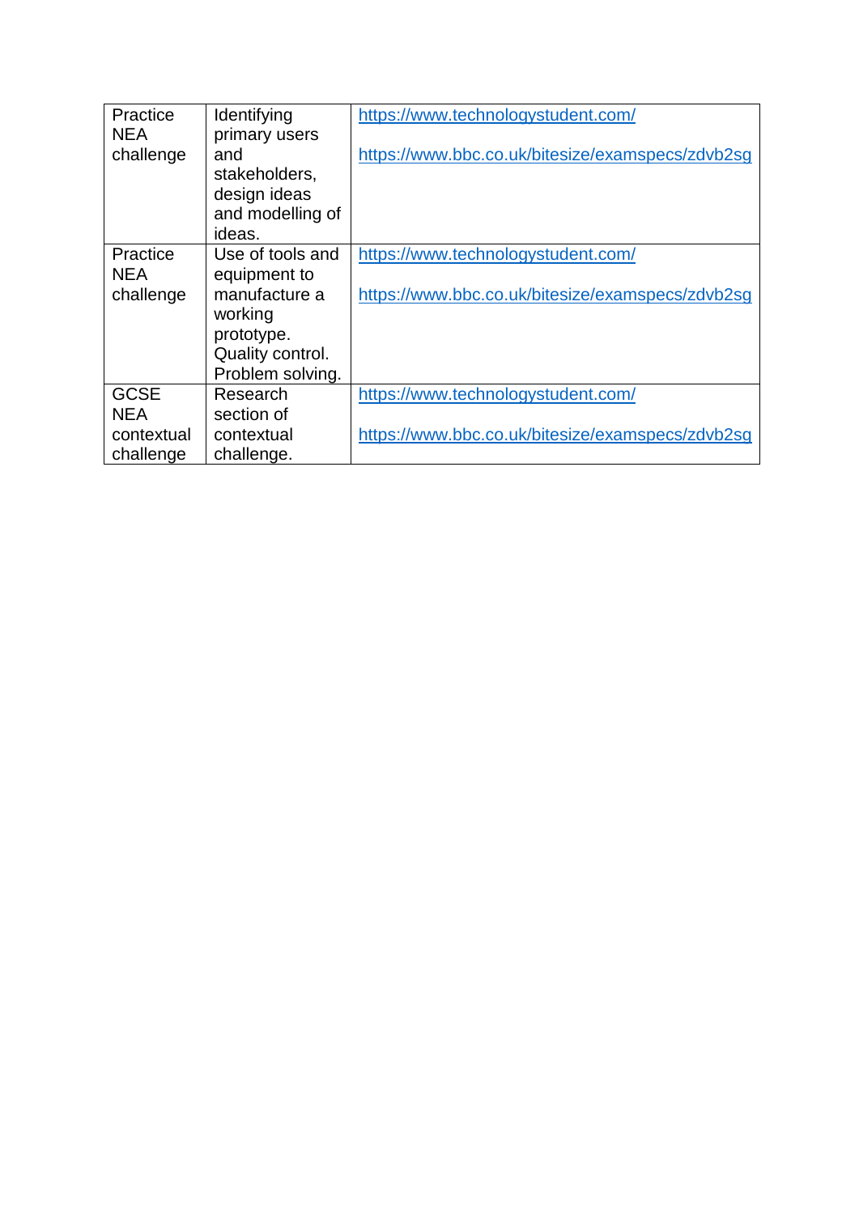| | | |
|---|---|---|
| Practice NEA challenge | Identifying primary users and stakeholders, design ideas and modelling of ideas. | https://www.technologystudent.com/<br><br>https://www.bbc.co.uk/bitesize/examspecs/zdvb2sg |
| Practice NEA challenge | Use of tools and equipment to manufacture a working prototype. Quality control. Problem solving. | https://www.technologystudent.com/<br><br>https://www.bbc.co.uk/bitesize/examspecs/zdvb2sg |
| GCSE NEA contextual challenge | Research section of contextual challenge. | https://www.technologystudent.com/<br><br>https://www.bbc.co.uk/bitesize/examspecs/zdvb2sg |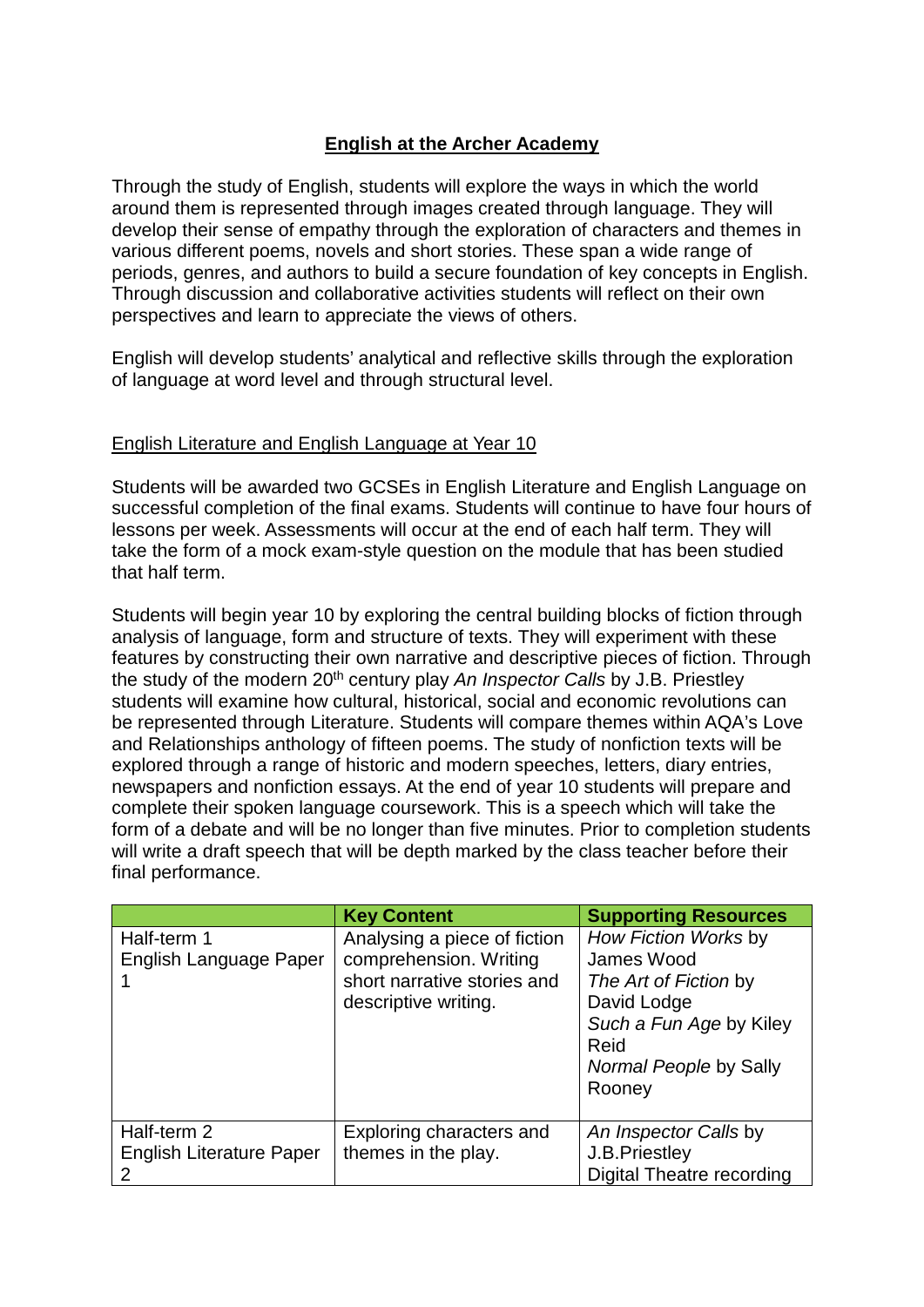## English at the Archer Academy

Through the study of English, students will explore the ways in which the world around them is represented through images created through language. They will develop their sense of empathy through the exploration of characters and themes in various different poems, novels and short stories. These span a wide range of periods, genres, and authors to build a secure foundation of key concepts in English. Through discussion and collaborative activities students will reflect on their own perspectives and learn to appreciate the views of others.

English will develop students' analytical and reflective skills through the exploration of language at word level and through structural level.

### English Literature and English Language at Year 10

Students will be awarded two GCSEs in English Literature and English Language on successful completion of the final exams. Students will continue to have four hours of lessons per week. Assessments will occur at the end of each half term. They will take the form of a mock exam-style question on the module that has been studied that half term.

Students will begin year 10 by exploring the central building blocks of fiction through analysis of language, form and structure of texts. They will experiment with these features by constructing their own narrative and descriptive pieces of fiction. Through the study of the modern 20th century play *An Inspector Calls* by J.B. Priestley students will examine how cultural, historical, social and economic revolutions can be represented through Literature. Students will compare themes within AQA's Love and Relationships anthology of fifteen poems. The study of nonfiction texts will be explored through a range of historic and modern speeches, letters, diary entries, newspapers and nonfiction essays. At the end of year 10 students will prepare and complete their spoken language coursework. This is a speech which will take the form of a debate and will be no longer than five minutes. Prior to completion students will write a draft speech that will be depth marked by the class teacher before their final performance.

| | Key Content | Supporting Resources |
|---|---|---|
| Half-term 1<br>English Language Paper 1 | Analysing a piece of fiction comprehension. Writing short narrative stories and descriptive writing. | *How Fiction Works* by James Wood<br>*The Art of Fiction* by David Lodge<br>*Such a Fun Age* by Kiley Reid<br>*Normal People* by Sally Rooney |
| Half-term 2<br>English Literature Paper 2 | Exploring characters and themes in the play. | *An Inspector Calls* by J.B.Priestley<br>Digital Theatre recording |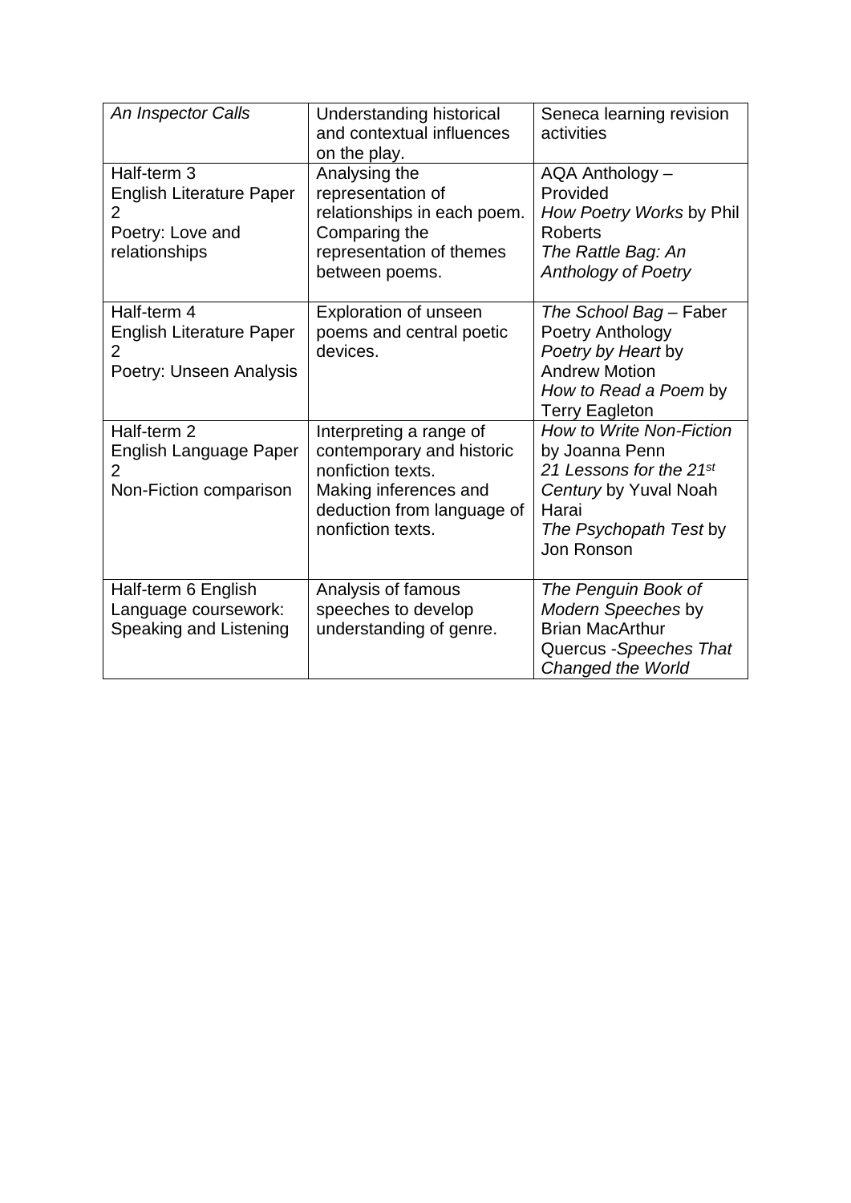| *An Inspector Calls* | Understanding historical and contextual influences on the play. | Seneca learning revision activities |
|---|---|---|
| Half-term 3<br>English Literature Paper 2<br>Poetry: Love and relationships | Analysing the representation of relationships in each poem.<br>Comparing the representation of themes between poems. | AQA Anthology – Provided<br>*How Poetry Works* by Phil Roberts<br>*The Rattle Bag: An Anthology of Poetry* |
| Half-term 4<br>English Literature Paper 2<br>Poetry: Unseen Analysis | Exploration of unseen poems and central poetic devices. | *The School Bag* – Faber Poetry Anthology<br>*Poetry by Heart* by Andrew Motion<br>*How to Read a Poem* by Terry Eagleton |
| Half-term 2<br>English Language Paper 2<br>Non-Fiction comparison | Interpreting a range of contemporary and historic nonfiction texts.<br>Making inferences and deduction from language of nonfiction texts. | *How to Write Non-Fiction* by Joanna Penn<br>*21 Lessons for the 21st Century* by Yuval Noah Harai<br>*The Psychopath Test* by Jon Ronson |
| Half-term 6 English Language coursework: Speaking and Listening | Analysis of famous speeches to develop understanding of genre. | *The Penguin Book of Modern Speeches* by Brian MacArthur<br>Quercus -*Speeches That Changed the World* |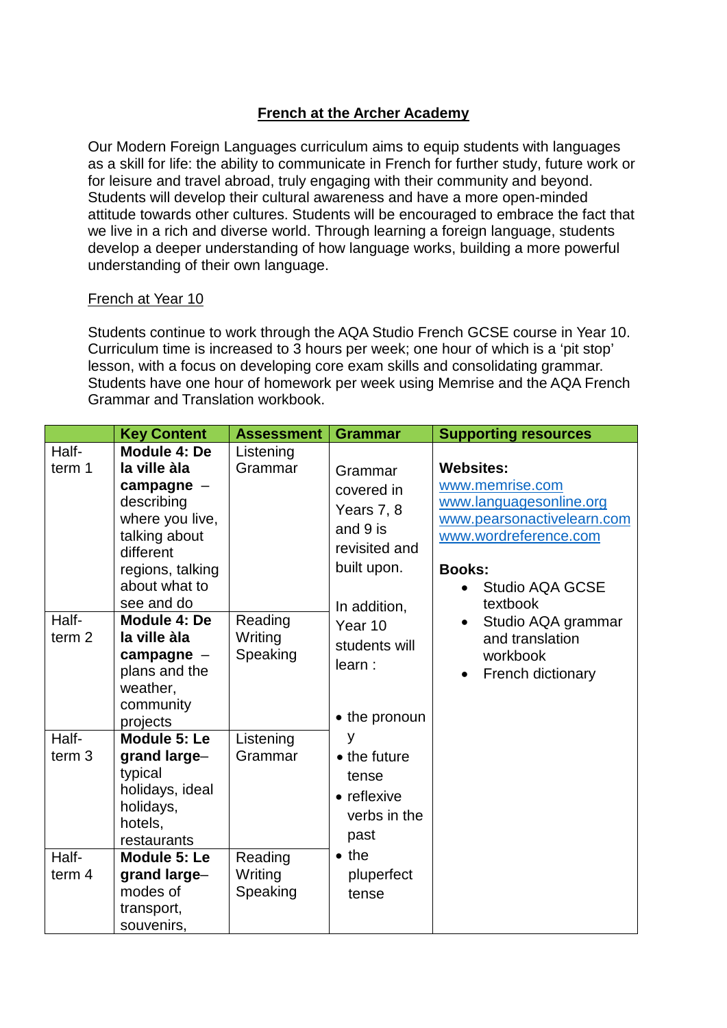**French at the Archer Academy**

Our Modern Foreign Languages curriculum aims to equip students with languages as a skill for life: the ability to communicate in French for further study, future work or for leisure and travel abroad, truly engaging with their community and beyond. Students will develop their cultural awareness and have a more open-minded attitude towards other cultures. Students will be encouraged to embrace the fact that we live in a rich and diverse world. Through learning a foreign language, students develop a deeper understanding of how language works, building a more powerful understanding of their own language.

French at Year 10

Students continue to work through the AQA Studio French GCSE course in Year 10. Curriculum time is increased to 3 hours per week; one hour of which is a 'pit stop' lesson, with a focus on developing core exam skills and consolidating grammar. Students have one hour of homework per week using Memrise and the AQA French Grammar and Translation workbook.

| | Key Content | Assessment | Grammar | Supporting resources |
|---|---|---|---|---|
| Half-term 1 | **Module 4: De la ville àla campagne** – describing where you live, talking about different regions, talking about what to see and do | Listening<br>Grammar | Grammar covered in Years 7, 8 and 9 is revisited and built upon.<br><br>In addition, Year 10 students will learn :<br><br>• the pronoun y<br>• the future tense<br>• reflexive verbs in the past<br>• the pluperfect tense | **Websites:**<br>www.memrise.com<br>www.languagesonline.org<br>www.pearsonactivelearn.com<br>www.wordreference.com<br><br>**Books:**<br>• Studio AQA GCSE textbook<br>• Studio AQA grammar and translation workbook<br>• French dictionary |
| Half-term 2 | **Module 4: De la ville àla campagne** – plans and the weather, community projects | Reading<br>Writing<br>Speaking | | |
| Half-term 3 | **Module 5: Le grand large**– typical holidays, ideal holidays, hotels, restaurants | Listening<br>Grammar | | |
| Half-term 4 | **Module 5: Le grand large**– modes of transport, souvenirs, | Reading<br>Writing<br>Speaking | | |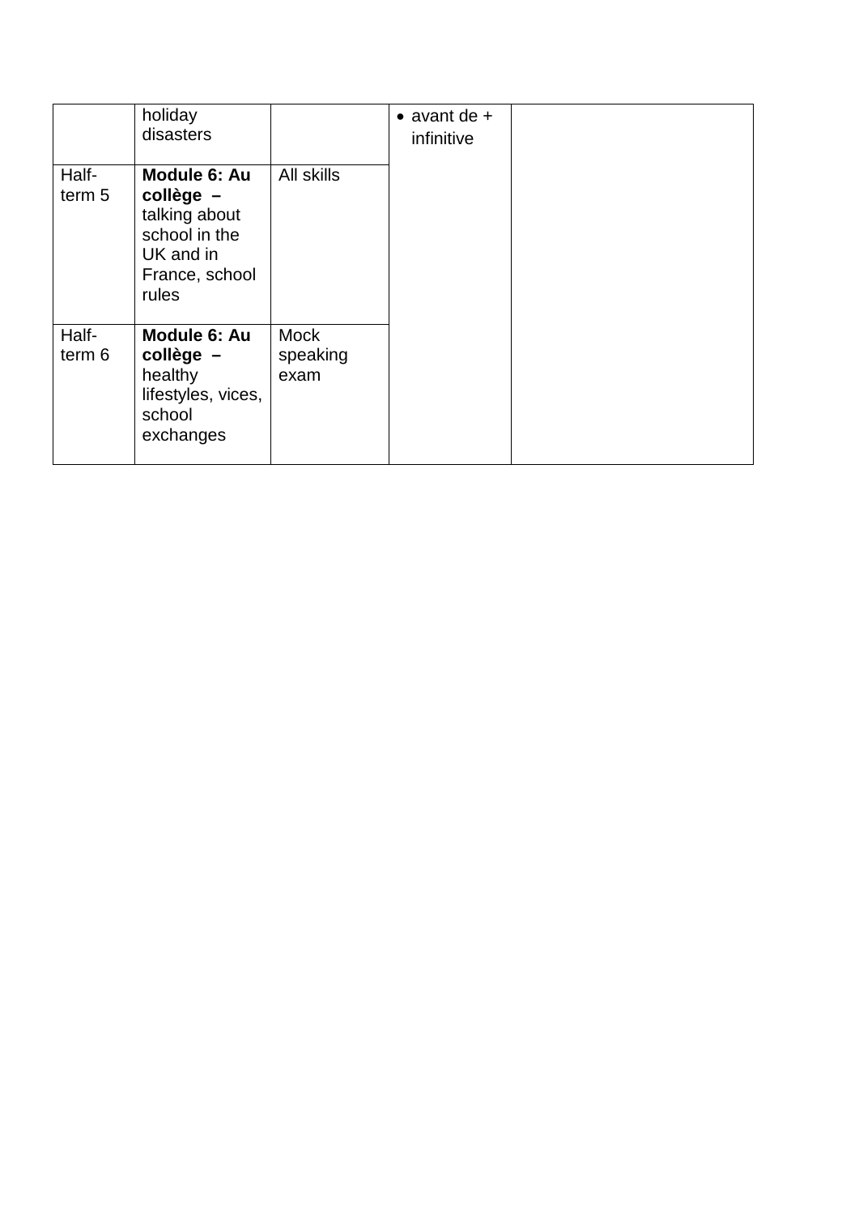| | | | | |
|---|---|---|---|---|
| | holiday disasters | | • avant de + infinitive | |
| Half-term 5 | **Module 6: Au collège –** talking about school in the UK and in France, school rules | All skills | | |
| Half-term 6 | **Module 6: Au collège –** healthy lifestyles, vices, school exchanges | Mock speaking exam | | |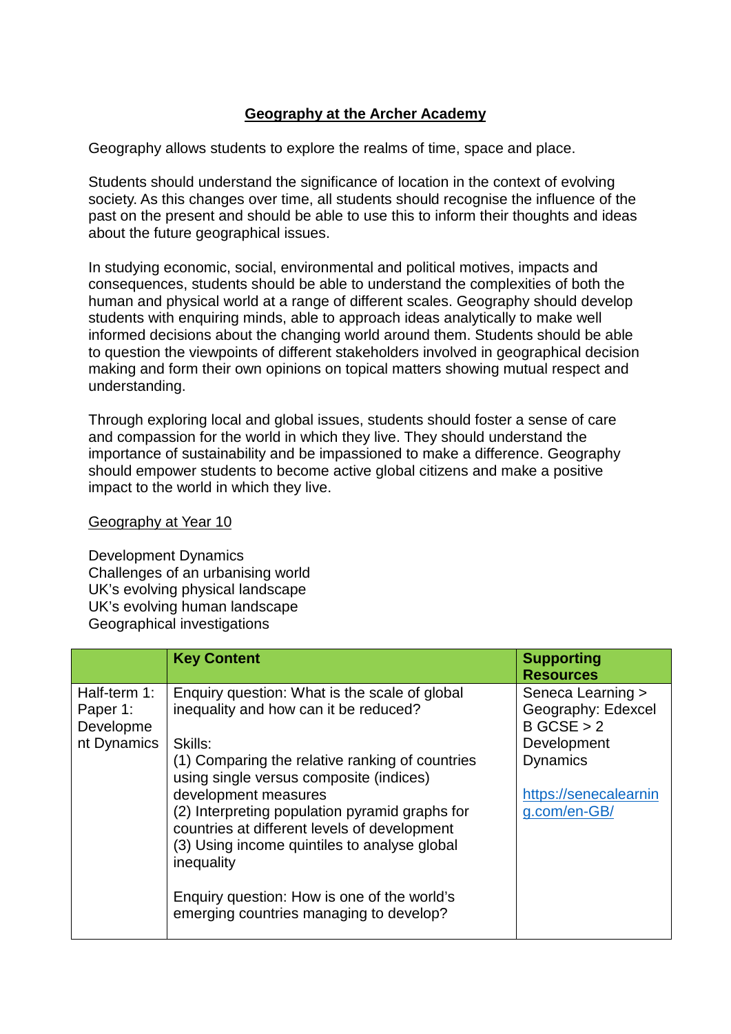# Geography at the Archer Academy

Geography allows students to explore the realms of time, space and place.

Students should understand the significance of location in the context of evolving society. As this changes over time, all students should recognise the influence of the past on the present and should be able to use this to inform their thoughts and ideas about the future geographical issues.

In studying economic, social, environmental and political motives, impacts and consequences, students should be able to understand the complexities of both the human and physical world at a range of different scales. Geography should develop students with enquiring minds, able to approach ideas analytically to make well informed decisions about the changing world around them. Students should be able to question the viewpoints of different stakeholders involved in geographical decision making and form their own opinions on topical matters showing mutual respect and understanding.

Through exploring local and global issues, students should foster a sense of care and compassion for the world in which they live. They should understand the importance of sustainability and be impassioned to make a difference. Geography should empower students to become active global citizens and make a positive impact to the world in which they live.

Geography at Year 10

Development Dynamics
Challenges of an urbanising world
UK's evolving physical landscape
UK's evolving human landscape
Geographical investigations

| | **Key Content** | **Supporting Resources** |
|---|---|---|
| Half-term 1: Paper 1: Development Dynamics | Enquiry question: What is the scale of global inequality and how can it be reduced?<br><br>Skills:<br>(1) Comparing the relative ranking of countries using single versus composite (indices) development measures<br>(2) Interpreting population pyramid graphs for countries at different levels of development<br>(3) Using income quintiles to analyse global inequality<br><br>Enquiry question: How is one of the world's emerging countries managing to develop? | Seneca Learning > Geography: Edexcel B GCSE > 2 Development Dynamics<br><br>https://senecalearning.com/en-GB/ |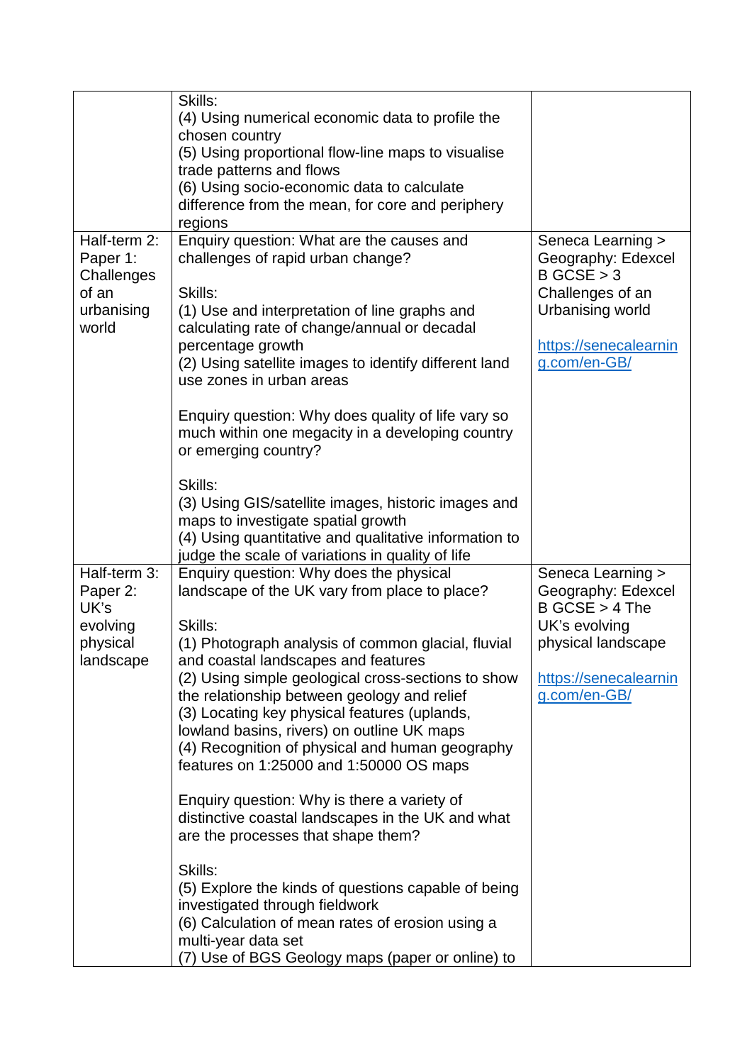| | | |
|---|---|---|
| | Skills:<br>(4) Using numerical economic data to profile the chosen country<br>(5) Using proportional flow-line maps to visualise trade patterns and flows<br>(6) Using socio-economic data to calculate difference from the mean, for core and periphery regions | |
| Half-term 2: Paper 1: Challenges of an urbanising world | Enquiry question: What are the causes and challenges of rapid urban change?<br><br>Skills:<br>(1) Use and interpretation of line graphs and calculating rate of change/annual or decadal percentage growth<br>(2) Using satellite images to identify different land use zones in urban areas<br><br>Enquiry question: Why does quality of life vary so much within one megacity in a developing country or emerging country?<br><br>Skills:<br>(3) Using GIS/satellite images, historic images and maps to investigate spatial growth<br>(4) Using quantitative and qualitative information to judge the scale of variations in quality of life | Seneca Learning > Geography: Edexcel B GCSE > 3 Challenges of an Urbanising world<br><br>[https://senecalearning.com/en-GB/](https://senecalearning.com/en-GB/) |
| Half-term 3: Paper 2: UK's evolving physical landscape | Enquiry question: Why does the physical landscape of the UK vary from place to place?<br><br>Skills:<br>(1) Photograph analysis of common glacial, fluvial and coastal landscapes and features<br>(2) Using simple geological cross-sections to show the relationship between geology and relief<br>(3) Locating key physical features (uplands, lowland basins, rivers) on outline UK maps<br>(4) Recognition of physical and human geography features on 1:25000 and 1:50000 OS maps<br><br>Enquiry question: Why is there a variety of distinctive coastal landscapes in the UK and what are the processes that shape them?<br><br>Skills:<br>(5) Explore the kinds of questions capable of being investigated through fieldwork<br>(6) Calculation of mean rates of erosion using a multi-year data set<br>(7) Use of BGS Geology maps (paper or online) to | Seneca Learning > Geography: Edexcel B GCSE > 4 The UK's evolving physical landscape<br><br>[https://senecalearning.com/en-GB/](https://senecalearning.com/en-GB/) |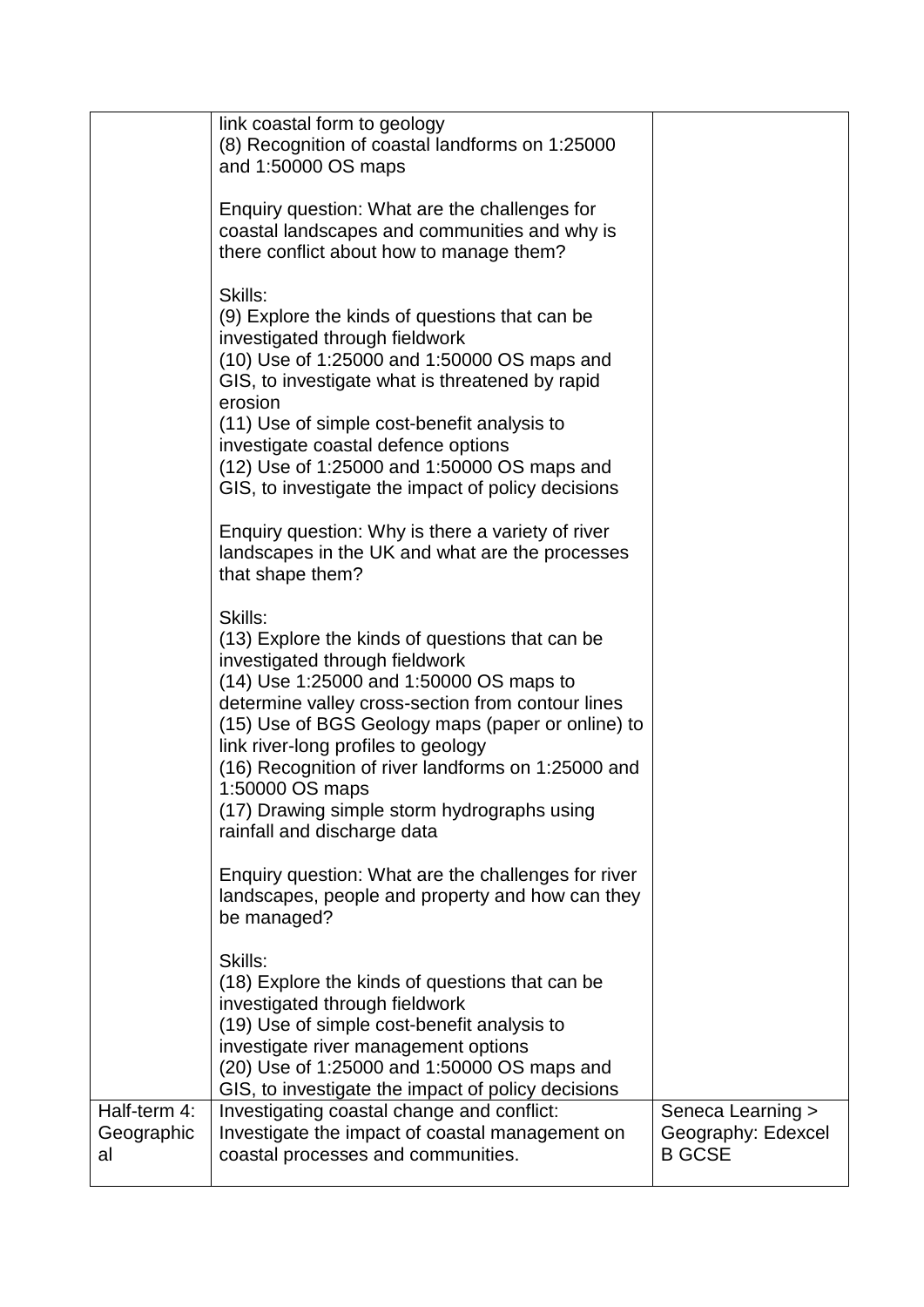| | | |
|---|---|---|
| | link coastal form to geology<br>(8) Recognition of coastal landforms on 1:25000 and 1:50000 OS maps<br><br>Enquiry question: What are the challenges for coastal landscapes and communities and why is there conflict about how to manage them?<br><br>Skills:<br>(9) Explore the kinds of questions that can be investigated through fieldwork<br>(10) Use of 1:25000 and 1:50000 OS maps and GIS, to investigate what is threatened by rapid erosion<br>(11) Use of simple cost-benefit analysis to investigate coastal defence options<br>(12) Use of 1:25000 and 1:50000 OS maps and GIS, to investigate the impact of policy decisions<br><br>Enquiry question: Why is there a variety of river landscapes in the UK and what are the processes that shape them?<br><br>Skills:<br>(13) Explore the kinds of questions that can be investigated through fieldwork<br>(14) Use 1:25000 and 1:50000 OS maps to determine valley cross-section from contour lines<br>(15) Use of BGS Geology maps (paper or online) to link river-long profiles to geology<br>(16) Recognition of river landforms on 1:25000 and 1:50000 OS maps<br>(17) Drawing simple storm hydrographs using rainfall and discharge data<br><br>Enquiry question: What are the challenges for river landscapes, people and property and how can they be managed?<br><br>Skills:<br>(18) Explore the kinds of questions that can be investigated through fieldwork<br>(19) Use of simple cost-benefit analysis to investigate river management options<br>(20) Use of 1:25000 and 1:50000 OS maps and GIS, to investigate the impact of policy decisions | |
| Half-term 4: Geographical | Investigating coastal change and conflict: Investigate the impact of coastal management on coastal processes and communities. | Seneca Learning > Geography: Edexcel B GCSE |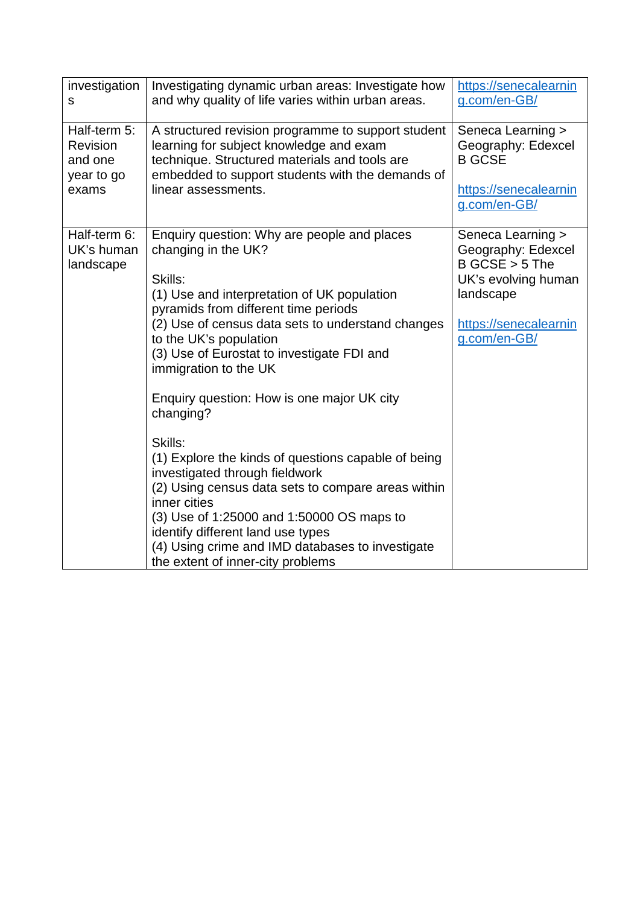| | | |
|---|---|---|
| investigations | Investigating dynamic urban areas: Investigate how and why quality of life varies within urban areas. | https://senecalearning.com/en-GB/ |
| Half-term 5: Revision and one year to go exams | A structured revision programme to support student learning for subject knowledge and exam technique. Structured materials and tools are embedded to support students with the demands of linear assessments. | Seneca Learning > Geography: Edexcel B GCSE<br><br>https://senecalearning.com/en-GB/ |
| Half-term 6: UK's human landscape | Enquiry question: Why are people and places changing in the UK?<br><br>Skills:<br>(1) Use and interpretation of UK population pyramids from different time periods<br>(2) Use of census data sets to understand changes to the UK's population<br>(3) Use of Eurostat to investigate FDI and immigration to the UK<br><br>Enquiry question: How is one major UK city changing?<br><br>Skills:<br>(1) Explore the kinds of questions capable of being investigated through fieldwork<br>(2) Using census data sets to compare areas within inner cities<br>(3) Use of 1:25000 and 1:50000 OS maps to identify different land use types<br>(4) Using crime and IMD databases to investigate the extent of inner-city problems | Seneca Learning > Geography: Edexcel B GCSE > 5 The UK's evolving human landscape<br><br>https://senecalearning.com/en-GB/ |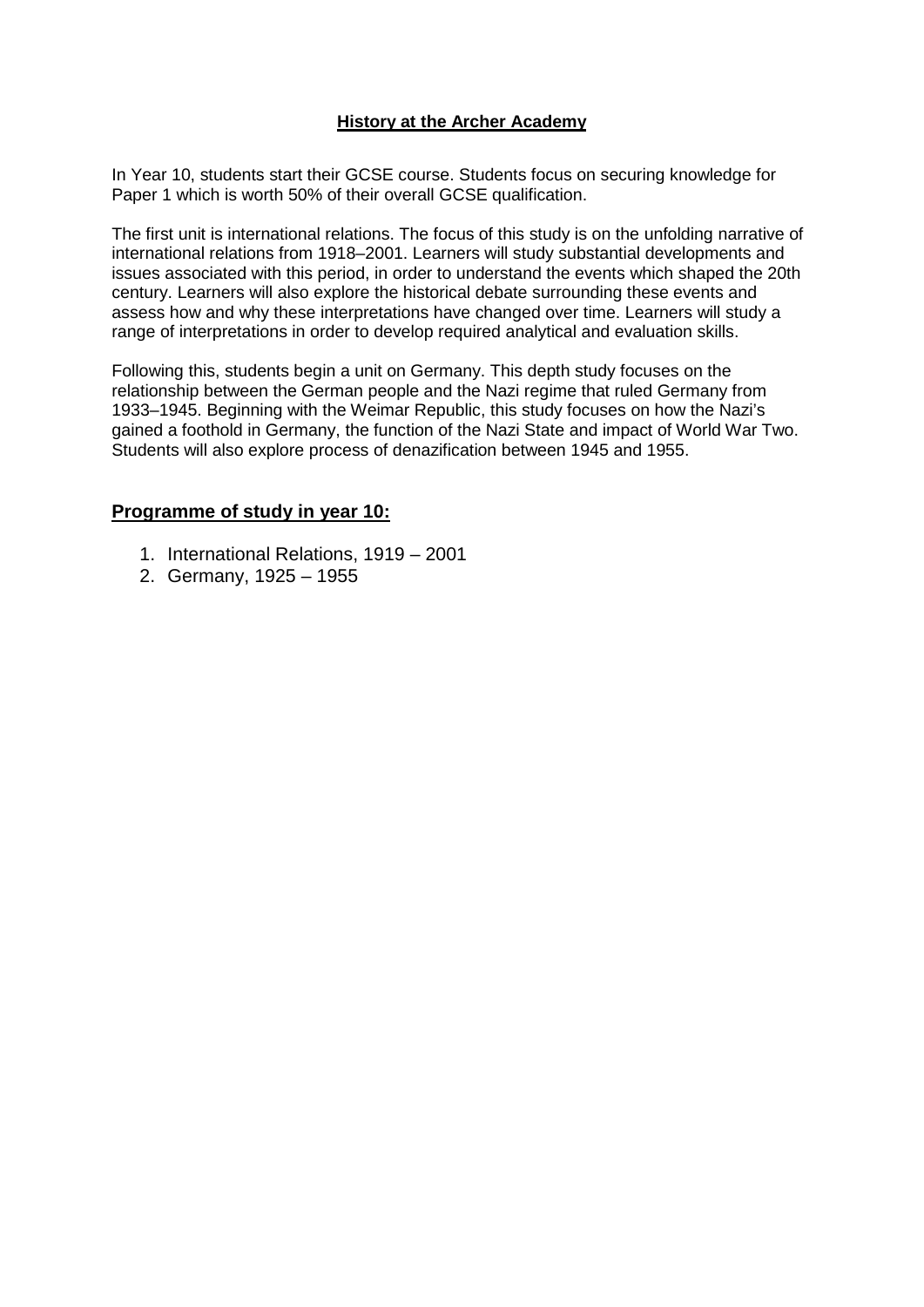# History at the Archer Academy

In Year 10, students start their GCSE course. Students focus on securing knowledge for Paper 1 which is worth 50% of their overall GCSE qualification.

The first unit is international relations. The focus of this study is on the unfolding narrative of international relations from 1918–2001. Learners will study substantial developments and issues associated with this period, in order to understand the events which shaped the 20th century. Learners will also explore the historical debate surrounding these events and assess how and why these interpretations have changed over time. Learners will study a range of interpretations in order to develop required analytical and evaluation skills.

Following this, students begin a unit on Germany. This depth study focuses on the relationship between the German people and the Nazi regime that ruled Germany from 1933–1945. Beginning with the Weimar Republic, this study focuses on how the Nazi's gained a foothold in Germany, the function of the Nazi State and impact of World War Two. Students will also explore process of denazification between 1945 and 1955.

## Programme of study in year 10:

1. International Relations, 1919 – 2001
2. Germany, 1925 – 1955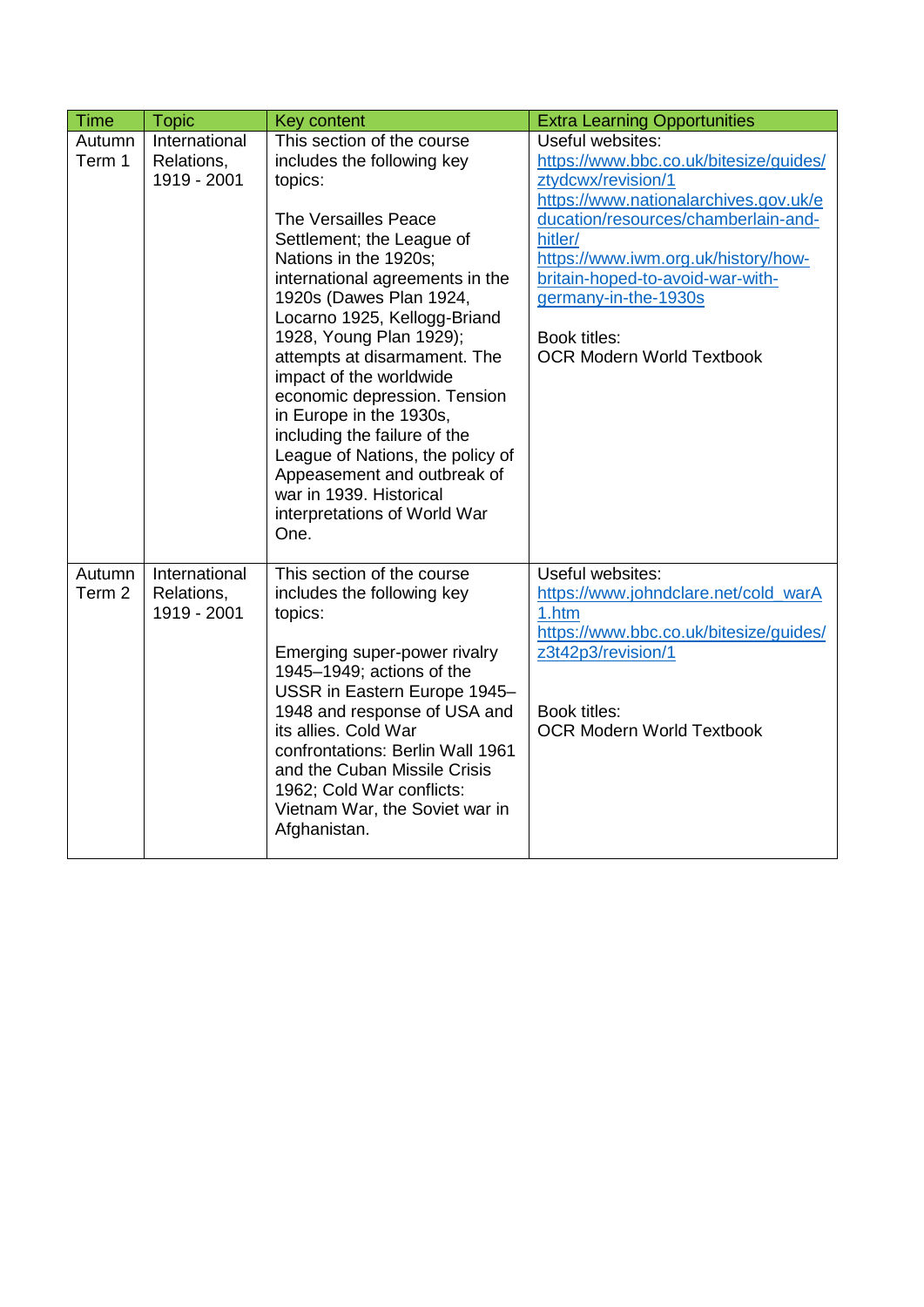| Time | Topic | Key content | Extra Learning Opportunities |
|---|---|---|---|
| Autumn Term 1 | International Relations, 1919 - 2001 | This section of the course includes the following key topics:<br><br>The Versailles Peace Settlement; the League of Nations in the 1920s; international agreements in the 1920s (Dawes Plan 1924, Locarno 1925, Kellogg-Briand 1928, Young Plan 1929); attempts at disarmament. The impact of the worldwide economic depression. Tension in Europe in the 1930s, including the failure of the League of Nations, the policy of Appeasement and outbreak of war in 1939. Historical interpretations of World War One. | Useful websites:<br>https://www.bbc.co.uk/bitesize/guides/ztydcwx/revision/1<br>https://www.nationalarchives.gov.uk/education/resources/chamberlain-and-hitler/<br>https://www.iwm.org.uk/history/how-britain-hoped-to-avoid-war-with-germany-in-the-1930s<br><br>Book titles:<br>OCR Modern World Textbook |
| Autumn Term 2 | International Relations, 1919 - 2001 | This section of the course includes the following key topics:<br><br>Emerging super-power rivalry 1945–1949; actions of the USSR in Eastern Europe 1945–1948 and response of USA and its allies. Cold War confrontations: Berlin Wall 1961 and the Cuban Missile Crisis 1962; Cold War conflicts: Vietnam War, the Soviet war in Afghanistan. | Useful websites:<br>https://www.johndclare.net/cold_warA1.htm<br>https://www.bbc.co.uk/bitesize/guides/z3t42p3/revision/1<br><br>Book titles:<br>OCR Modern World Textbook |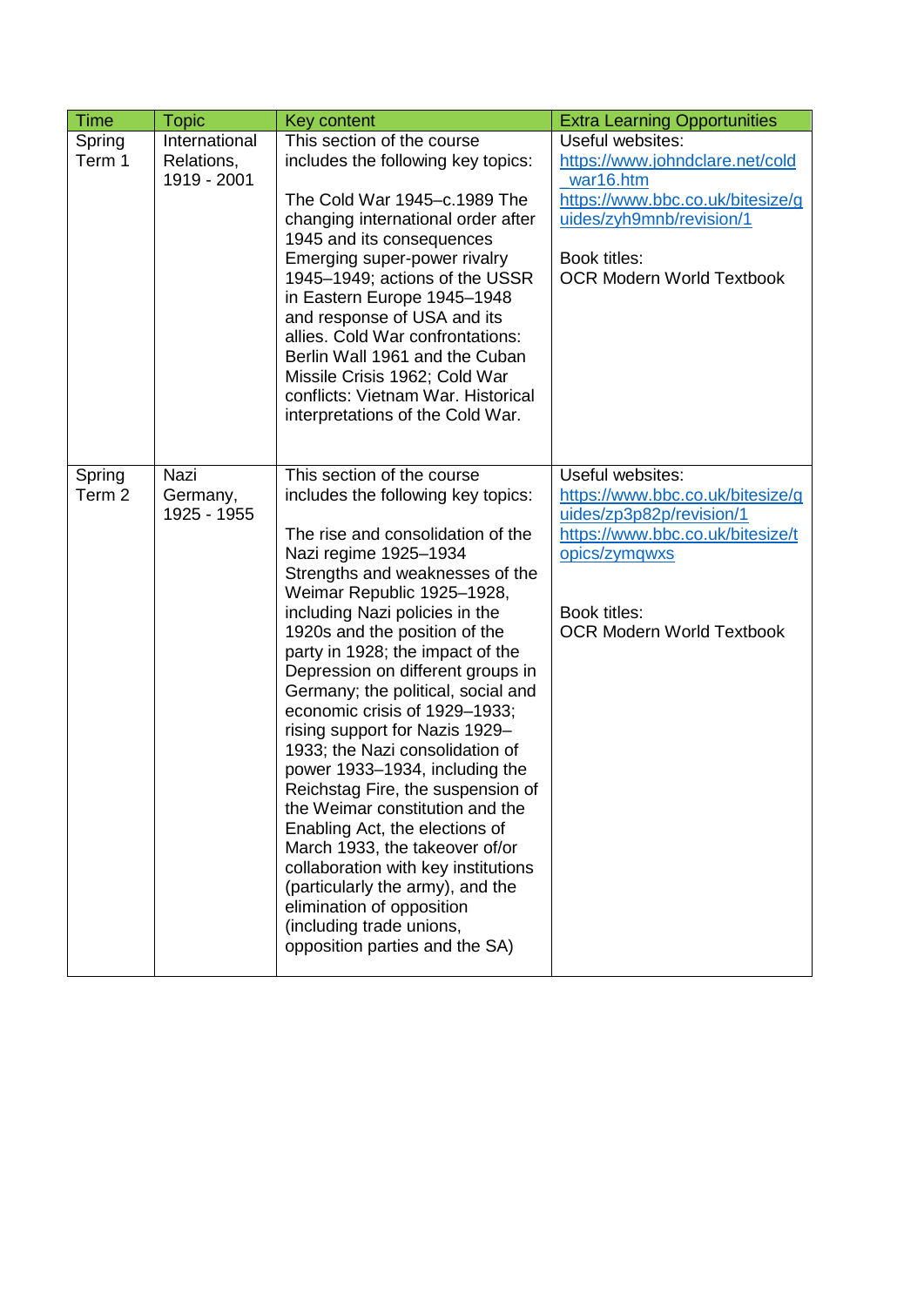| Time | Topic | Key content | Extra Learning Opportunities |
|---|---|---|---|
| Spring Term 1 | International Relations, 1919 - 2001 | This section of the course includes the following key topics:<br><br>The Cold War 1945–c.1989 The changing international order after 1945 and its consequences Emerging super-power rivalry 1945–1949; actions of the USSR in Eastern Europe 1945–1948 and response of USA and its allies. Cold War confrontations: Berlin Wall 1961 and the Cuban Missile Crisis 1962; Cold War conflicts: Vietnam War. Historical interpretations of the Cold War. | Useful websites:<br>https://www.johndclare.net/cold_war16.htm<br>https://www.bbc.co.uk/bitesize/guides/zyh9mnb/revision/1<br><br>Book titles:<br>OCR Modern World Textbook |
| Spring Term 2 | Nazi Germany, 1925 - 1955 | This section of the course includes the following key topics:<br><br>The rise and consolidation of the Nazi regime 1925–1934 Strengths and weaknesses of the Weimar Republic 1925–1928, including Nazi policies in the 1920s and the position of the party in 1928; the impact of the Depression on different groups in Germany; the political, social and economic crisis of 1929–1933; rising support for Nazis 1929–1933; the Nazi consolidation of power 1933–1934, including the Reichstag Fire, the suspension of the Weimar constitution and the Enabling Act, the elections of March 1933, the takeover of/or collaboration with key institutions (particularly the army), and the elimination of opposition (including trade unions, opposition parties and the SA) | Useful websites:<br>https://www.bbc.co.uk/bitesize/guides/zp3p82p/revision/1<br>https://www.bbc.co.uk/bitesize/topics/zymqwxs<br><br>Book titles:<br>OCR Modern World Textbook |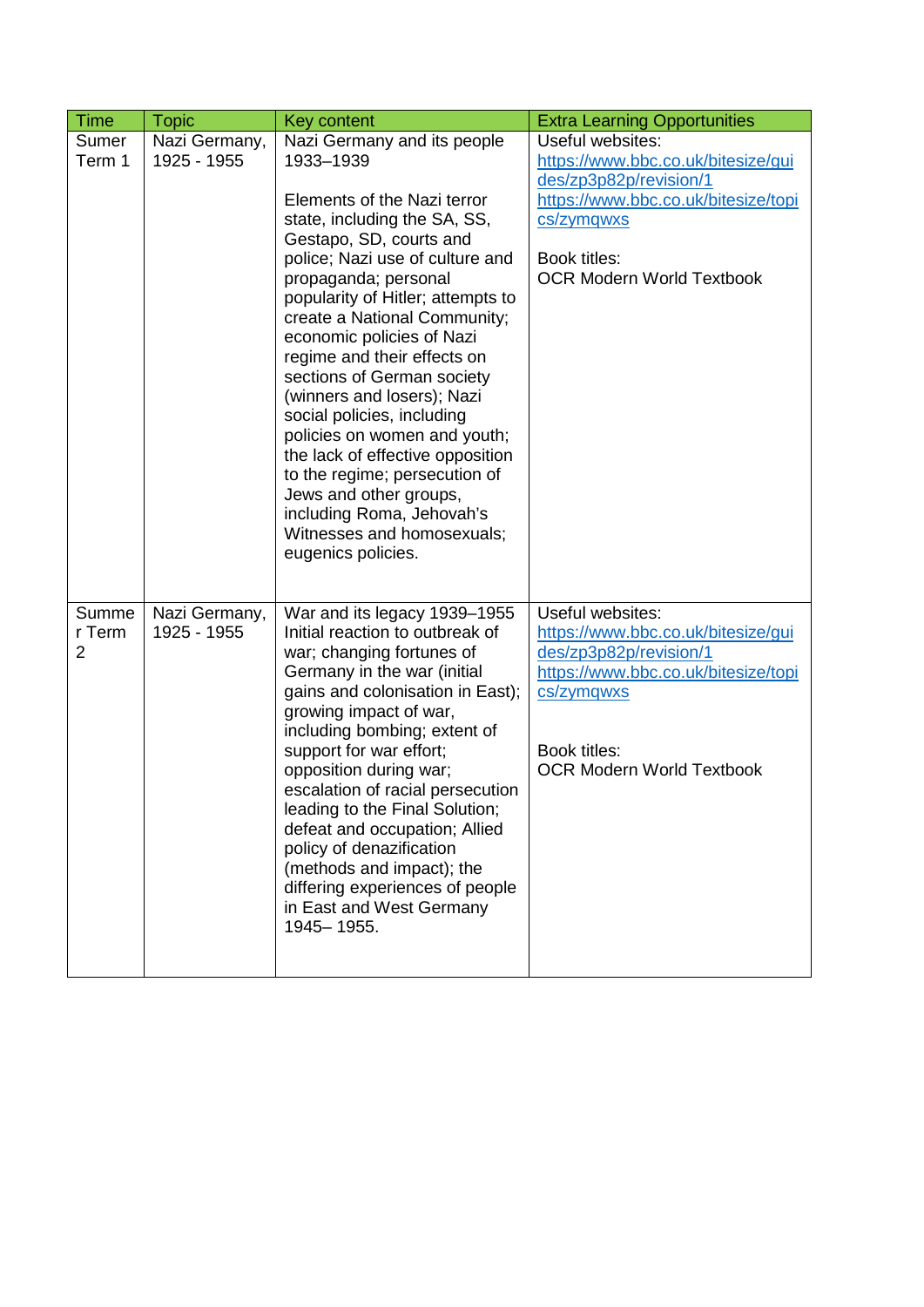| Time | Topic | Key content | Extra Learning Opportunities |
|---|---|---|---|
| Sumer Term 1 | Nazi Germany, 1925 - 1955 | Nazi Germany and its people 1933–1939<br><br>Elements of the Nazi terror state, including the SA, SS, Gestapo, SD, courts and police; Nazi use of culture and propaganda; personal popularity of Hitler; attempts to create a National Community; economic policies of Nazi regime and their effects on sections of German society (winners and losers); Nazi social policies, including policies on women and youth; the lack of effective opposition to the regime; persecution of Jews and other groups, including Roma, Jehovah's Witnesses and homosexuals; eugenics policies. | Useful websites:<br>https://www.bbc.co.uk/bitesize/guides/zp3p82p/revision/1<br>https://www.bbc.co.uk/bitesize/topics/zymqwxs<br><br>Book titles:<br>OCR Modern World Textbook |
| Summer Term 2 | Nazi Germany, 1925 - 1955 | War and its legacy 1939–1955<br>Initial reaction to outbreak of war; changing fortunes of Germany in the war (initial gains and colonisation in East); growing impact of war, including bombing; extent of support for war effort; opposition during war; escalation of racial persecution leading to the Final Solution; defeat and occupation; Allied policy of denazification (methods and impact); the differing experiences of people in East and West Germany 1945– 1955. | Useful websites:<br>https://www.bbc.co.uk/bitesize/guides/zp3p82p/revision/1<br>https://www.bbc.co.uk/bitesize/topics/zymqwxs<br><br>Book titles:<br>OCR Modern World Textbook |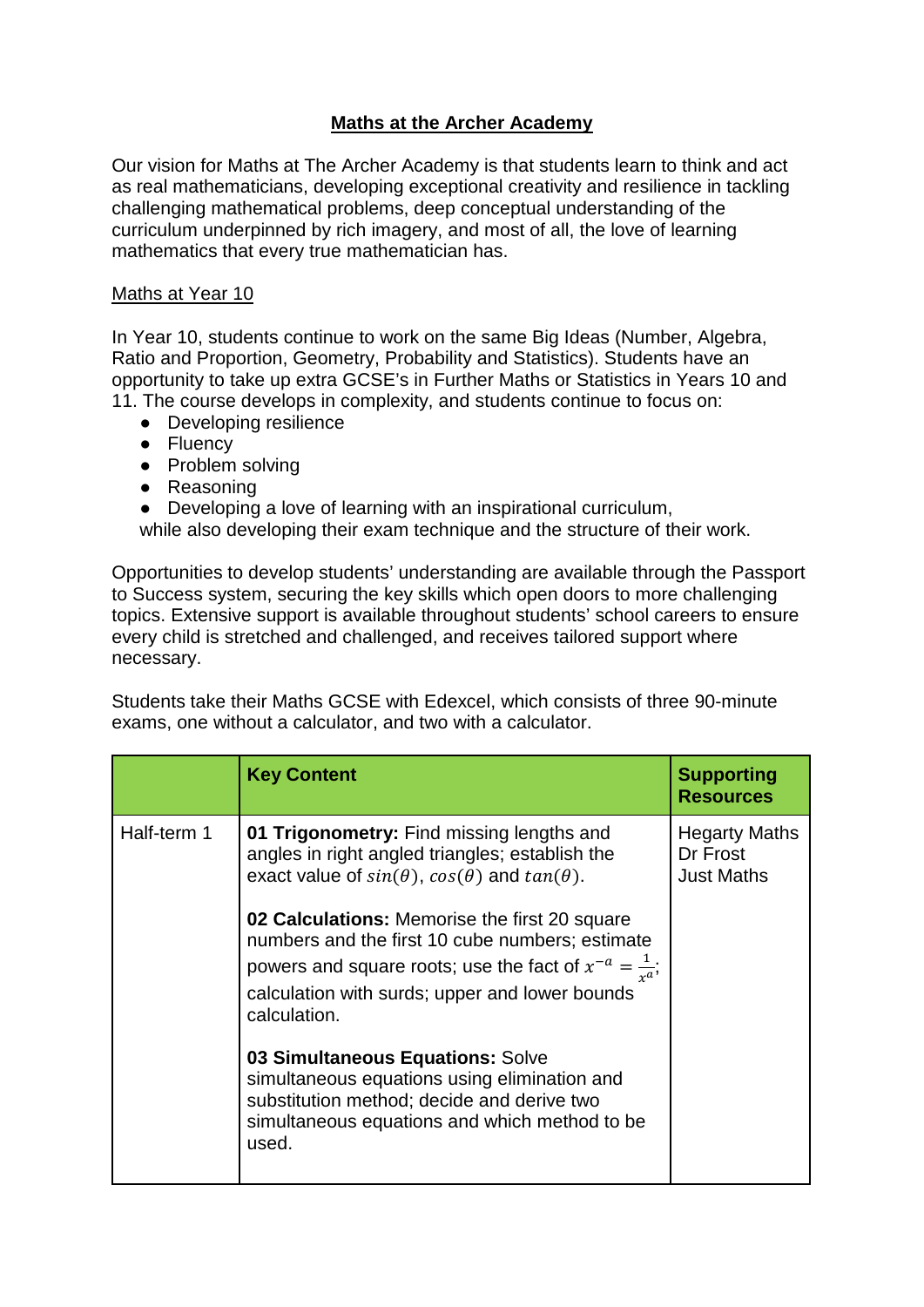# Maths at the Archer Academy

Our vision for Maths at The Archer Academy is that students learn to think and act as real mathematicians, developing exceptional creativity and resilience in tackling challenging mathematical problems, deep conceptual understanding of the curriculum underpinned by rich imagery, and most of all, the love of learning mathematics that every true mathematician has.

## Maths at Year 10

In Year 10, students continue to work on the same Big Ideas (Number, Algebra, Ratio and Proportion, Geometry, Probability and Statistics). Students have an opportunity to take up extra GCSE's in Further Maths or Statistics in Years 10 and 11. The course develops in complexity, and students continue to focus on:

- Developing resilience
- Fluency
- Problem solving
- Reasoning
- Developing a love of learning with an inspirational curriculum,

while also developing their exam technique and the structure of their work.

Opportunities to develop students' understanding are available through the Passport to Success system, securing the key skills which open doors to more challenging topics. Extensive support is available throughout students' school careers to ensure every child is stretched and challenged, and receives tailored support where necessary.

Students take their Maths GCSE with Edexcel, which consists of three 90-minute exams, one without a calculator, and two with a calculator.

| | Key Content | Supporting Resources |
| --- | --- | --- |
| Half-term 1 | **01 Trigonometry:** Find missing lengths and angles in right angled triangles; establish the exact value of $sin(\theta)$, $cos(\theta)$ and $tan(\theta)$.<br><br>**02 Calculations:** Memorise the first 20 square numbers and the first 10 cube numbers; estimate powers and square roots; use the fact of $x^{-a} = \frac{1}{x^a}$; calculation with surds; upper and lower bounds calculation.<br><br>**03 Simultaneous Equations:** Solve simultaneous equations using elimination and substitution method; decide and derive two simultaneous equations and which method to be used. | Hegarty Maths<br>Dr Frost<br>Just Maths |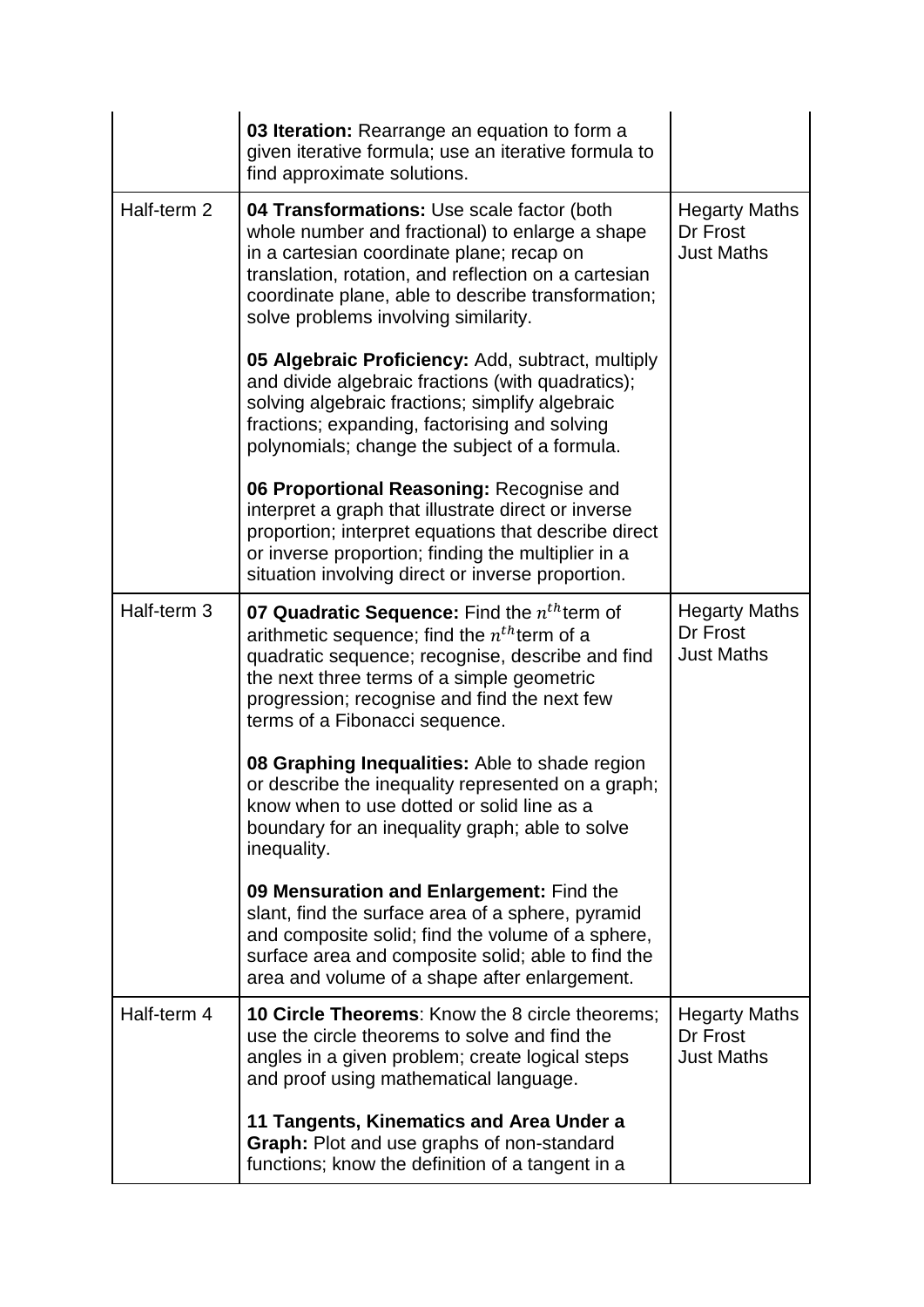| | | |
|---|---|---|
| | **03 Iteration:** Rearrange an equation to form a given iterative formula; use an iterative formula to find approximate solutions. | |
| Half-term 2 | **04 Transformations:** Use scale factor (both whole number and fractional) to enlarge a shape in a cartesian coordinate plane; recap on translation, rotation, and reflection on a cartesian coordinate plane, able to describe transformation; solve problems involving similarity.<br><br>**05 Algebraic Proficiency:** Add, subtract, multiply and divide algebraic fractions (with quadratics); solving algebraic fractions; simplify algebraic fractions; expanding, factorising and solving polynomials; change the subject of a formula.<br><br>**06 Proportional Reasoning:** Recognise and interpret a graph that illustrate direct or inverse proportion; interpret equations that describe direct or inverse proportion; finding the multiplier in a situation involving direct or inverse proportion. | Hegarty Maths<br>Dr Frost<br>Just Maths |
| Half-term 3 | **07 Quadratic Sequence:** Find the $n^{th}$term of arithmetic sequence; find the $n^{th}$term of a quadratic sequence; recognise, describe and find the next three terms of a simple geometric progression; recognise and find the next few terms of a Fibonacci sequence.<br><br>**08 Graphing Inequalities:** Able to shade region or describe the inequality represented on a graph; know when to use dotted or solid line as a boundary for an inequality graph; able to solve inequality.<br><br>**09 Mensuration and Enlargement:** Find the slant, find the surface area of a sphere, pyramid and composite solid; find the volume of a sphere, surface area and composite solid; able to find the area and volume of a shape after enlargement. | Hegarty Maths<br>Dr Frost<br>Just Maths |
| Half-term 4 | **10 Circle Theorems**: Know the 8 circle theorems; use the circle theorems to solve and find the angles in a given problem; create logical steps and proof using mathematical language.<br><br>**11 Tangents, Kinematics and Area Under a Graph:** Plot and use graphs of non-standard functions; know the definition of a tangent in a | Hegarty Maths<br>Dr Frost<br>Just Maths |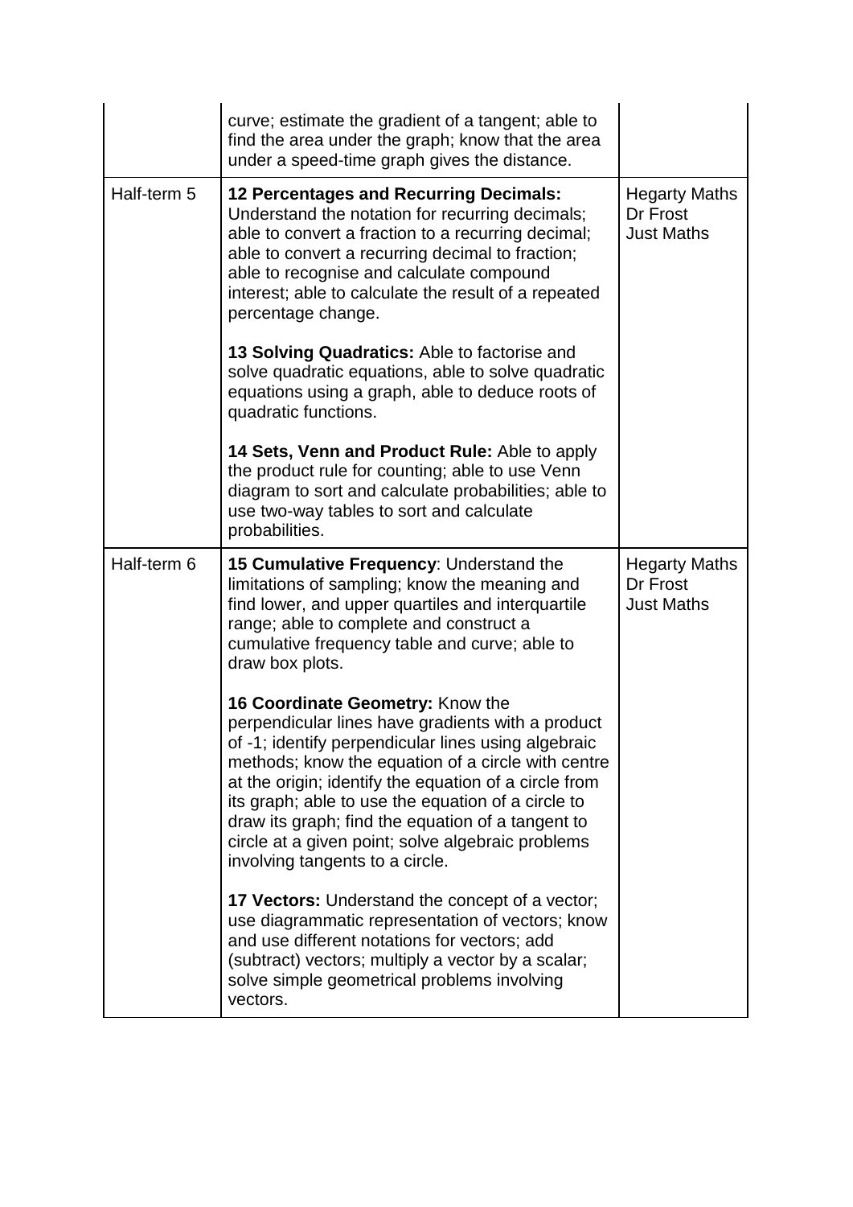| | | |
|---|---|---|
| | curve; estimate the gradient of a tangent; able to find the area under the graph; know that the area under a speed-time graph gives the distance. | |
| Half-term 5 | **12 Percentages and Recurring Decimals:** Understand the notation for recurring decimals; able to convert a fraction to a recurring decimal; able to convert a recurring decimal to fraction; able to recognise and calculate compound interest; able to calculate the result of a repeated percentage change.<br><br>**13 Solving Quadratics:** Able to factorise and solve quadratic equations, able to solve quadratic equations using a graph, able to deduce roots of quadratic functions.<br><br>**14 Sets, Venn and Product Rule:** Able to apply the product rule for counting; able to use Venn diagram to sort and calculate probabilities; able to use two-way tables to sort and calculate probabilities. | Hegarty Maths<br>Dr Frost<br>Just Maths |
| Half-term 6 | **15 Cumulative Frequency**: Understand the limitations of sampling; know the meaning and find lower, and upper quartiles and interquartile range; able to complete and construct a cumulative frequency table and curve; able to draw box plots.<br><br>**16 Coordinate Geometry:** Know the perpendicular lines have gradients with a product of -1; identify perpendicular lines using algebraic methods; know the equation of a circle with centre at the origin; identify the equation of a circle from its graph; able to use the equation of a circle to draw its graph; find the equation of a tangent to circle at a given point; solve algebraic problems involving tangents to a circle.<br><br>**17 Vectors:** Understand the concept of a vector; use diagrammatic representation of vectors; know and use different notations for vectors; add (subtract) vectors; multiply a vector by a scalar; solve simple geometrical problems involving vectors. | Hegarty Maths<br>Dr Frost<br>Just Maths |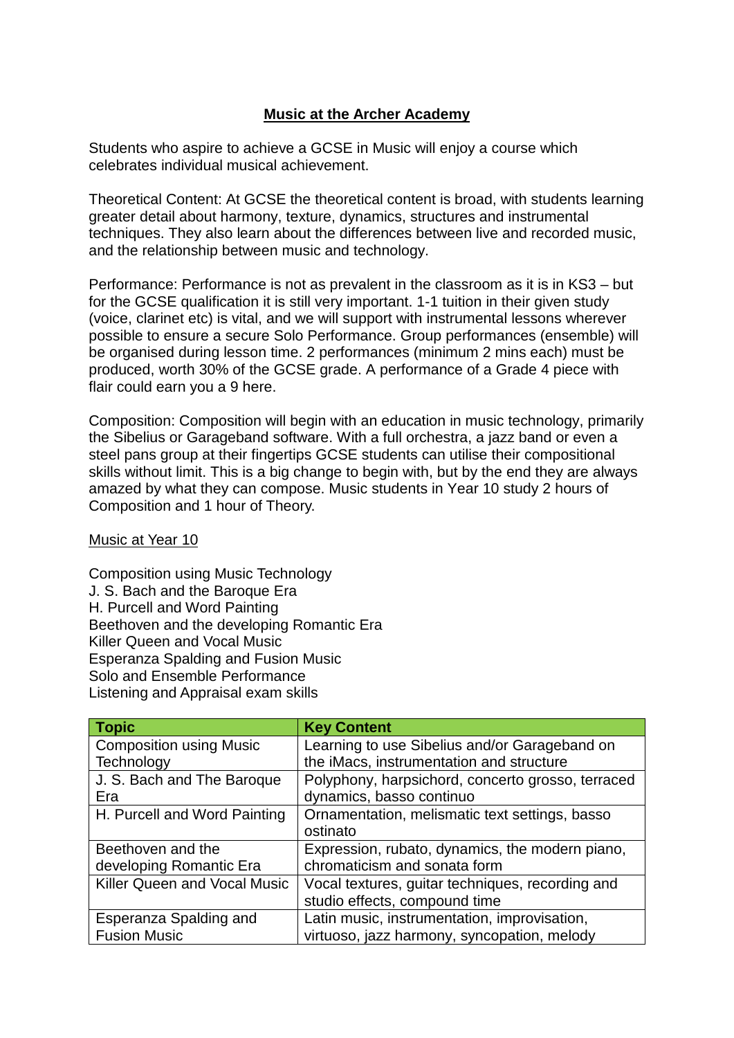# Music at the Archer Academy

Students who aspire to achieve a GCSE in Music will enjoy a course which celebrates individual musical achievement.

Theoretical Content: At GCSE the theoretical content is broad, with students learning greater detail about harmony, texture, dynamics, structures and instrumental techniques. They also learn about the differences between live and recorded music, and the relationship between music and technology.

Performance: Performance is not as prevalent in the classroom as it is in KS3 – but for the GCSE qualification it is still very important. 1-1 tuition in their given study (voice, clarinet etc) is vital, and we will support with instrumental lessons wherever possible to ensure a secure Solo Performance. Group performances (ensemble) will be organised during lesson time. 2 performances (minimum 2 mins each) must be produced, worth 30% of the GCSE grade. A performance of a Grade 4 piece with flair could earn you a 9 here.

Composition: Composition will begin with an education in music technology, primarily the Sibelius or Garageband software. With a full orchestra, a jazz band or even a steel pans group at their fingertips GCSE students can utilise their compositional skills without limit. This is a big change to begin with, but by the end they are always amazed by what they can compose. Music students in Year 10 study 2 hours of Composition and 1 hour of Theory.

## Music at Year 10

Composition using Music Technology
J. S. Bach and the Baroque Era
H. Purcell and Word Painting
Beethoven and the developing Romantic Era
Killer Queen and Vocal Music
Esperanza Spalding and Fusion Music
Solo and Ensemble Performance
Listening and Appraisal exam skills

| Topic | Key Content |
| --- | --- |
| Composition using Music Technology | Learning to use Sibelius and/or Garageband on the iMacs, instrumentation and structure |
| J. S. Bach and The Baroque Era | Polyphony, harpsichord, concerto grosso, terraced dynamics, basso continuo |
| H. Purcell and Word Painting | Ornamentation, melismatic text settings, basso ostinato |
| Beethoven and the developing Romantic Era | Expression, rubato, dynamics, the modern piano, chromaticism and sonata form |
| Killer Queen and Vocal Music | Vocal textures, guitar techniques, recording and studio effects, compound time |
| Esperanza Spalding and Fusion Music | Latin music, instrumentation, improvisation, virtuoso, jazz harmony, syncopation, melody |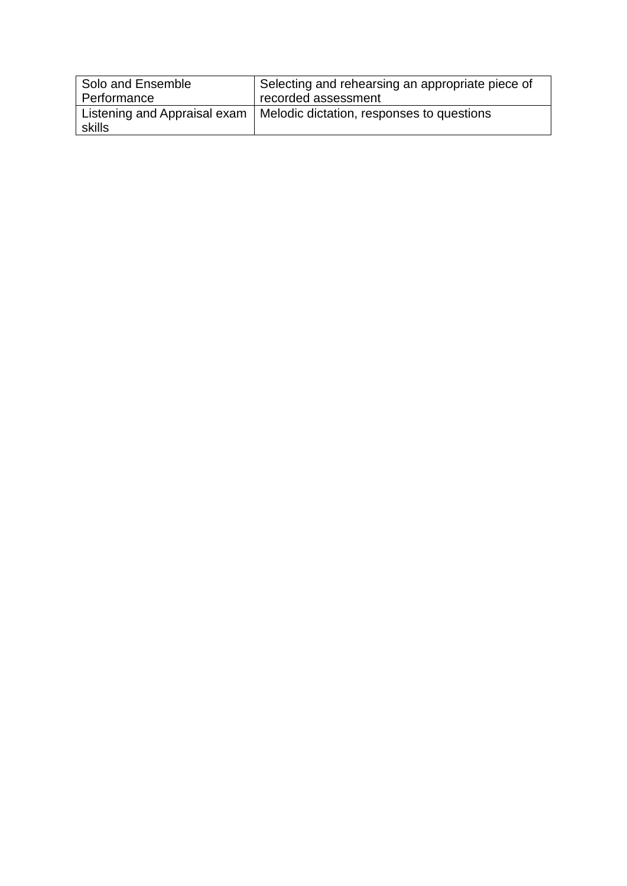| Solo and Ensemble Performance | Selecting and rehearsing an appropriate piece of recorded assessment |
|---|---|
| Listening and Appraisal exam skills | Melodic dictation, responses to questions |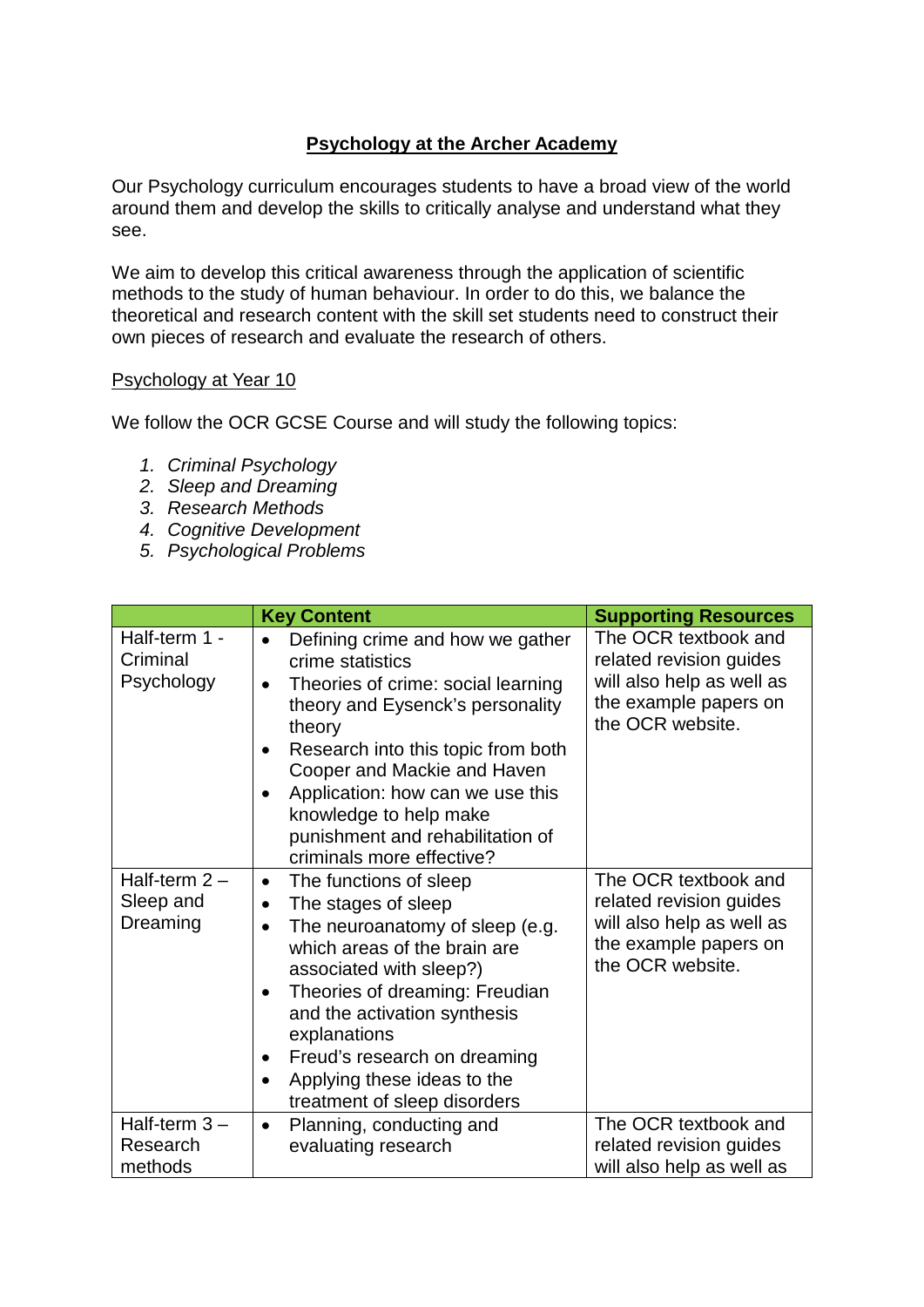**Psychology at the Archer Academy**

Our Psychology curriculum encourages students to have a broad view of the world around them and develop the skills to critically analyse and understand what they see.

We aim to develop this critical awareness through the application of scientific methods to the study of human behaviour. In order to do this, we balance the theoretical and research content with the skill set students need to construct their own pieces of research and evaluate the research of others.

Psychology at Year 10

We follow the OCR GCSE Course and will study the following topics:

1. *Criminal Psychology*
2. *Sleep and Dreaming*
3. *Research Methods*
4. *Cognitive Development*
5. *Psychological Problems*

| | **Key Content** | **Supporting Resources** |
|---|---|---|
| Half-term 1 - Criminal Psychology | • Defining crime and how we gather crime statistics<br>• Theories of crime: social learning theory and Eysenck's personality theory<br>• Research into this topic from both Cooper and Mackie and Haven<br>• Application: how can we use this knowledge to help make punishment and rehabilitation of criminals more effective? | The OCR textbook and related revision guides will also help as well as the example papers on the OCR website. |
| Half-term 2 – Sleep and Dreaming | • The functions of sleep<br>• The stages of sleep<br>• The neuroanatomy of sleep (e.g. which areas of the brain are associated with sleep?)<br>• Theories of dreaming: Freudian and the activation synthesis explanations<br>• Freud's research on dreaming<br>• Applying these ideas to the treatment of sleep disorders | The OCR textbook and related revision guides will also help as well as the example papers on the OCR website. |
| Half-term 3 – Research methods | • Planning, conducting and evaluating research | The OCR textbook and related revision guides will also help as well as |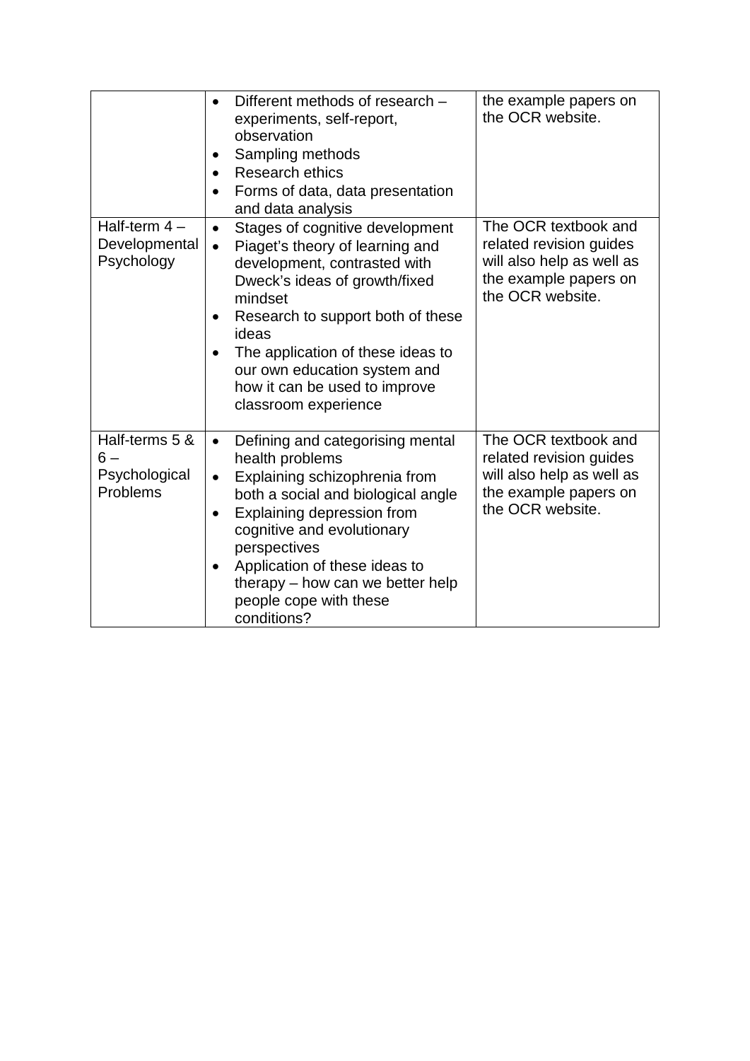| | | |
|---|---|---|
| | • Different methods of research – experiments, self-report, observation<br>• Sampling methods<br>• Research ethics<br>• Forms of data, data presentation and data analysis | the example papers on the OCR website. |
| Half-term 4 – Developmental Psychology | • Stages of cognitive development<br>• Piaget's theory of learning and development, contrasted with Dweck's ideas of growth/fixed mindset<br>• Research to support both of these ideas<br>• The application of these ideas to our own education system and how it can be used to improve classroom experience | The OCR textbook and related revision guides will also help as well as the example papers on the OCR website. |
| Half-terms 5 & 6 – Psychological Problems | • Defining and categorising mental health problems<br>• Explaining schizophrenia from both a social and biological angle<br>• Explaining depression from cognitive and evolutionary perspectives<br>• Application of these ideas to therapy – how can we better help people cope with these conditions? | The OCR textbook and related revision guides will also help as well as the example papers on the OCR website. |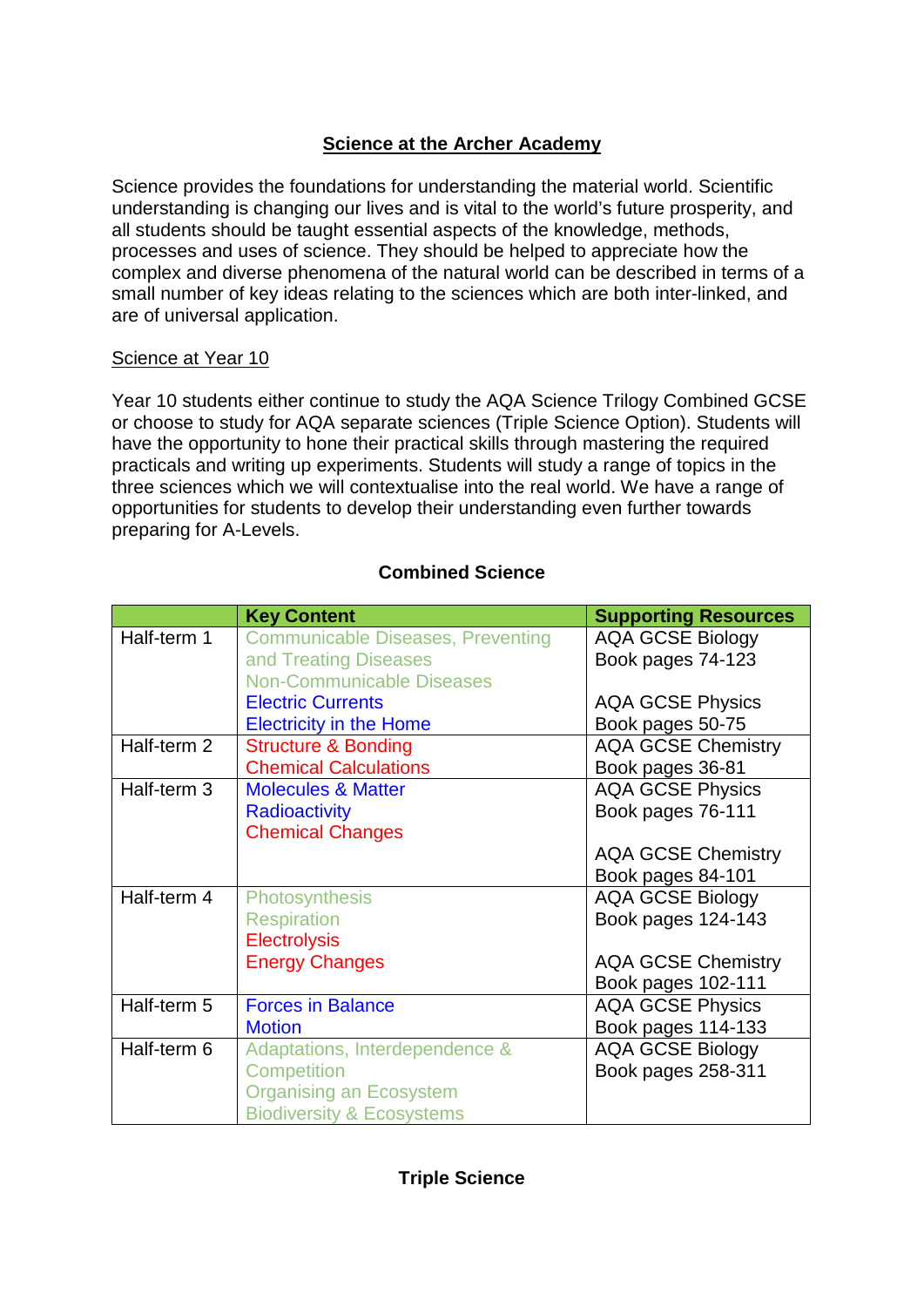# Science at the Archer Academy

Science provides the foundations for understanding the material world. Scientific understanding is changing our lives and is vital to the world's future prosperity, and all students should be taught essential aspects of the knowledge, methods, processes and uses of science. They should be helped to appreciate how the complex and diverse phenomena of the natural world can be described in terms of a small number of key ideas relating to the sciences which are both inter-linked, and are of universal application.

## Science at Year 10

Year 10 students either continue to study the AQA Science Trilogy Combined GCSE or choose to study for AQA separate sciences (Triple Science Option). Students will have the opportunity to hone their practical skills through mastering the required practicals and writing up experiments. Students will study a range of topics in the three sciences which we will contextualise into the real world. We have a range of opportunities for students to develop their understanding even further towards preparing for A-Levels.

### Combined Science

| | Key Content | Supporting Resources |
|---|---|---|
| Half-term 1 | Communicable Diseases, Preventing and Treating Diseases<br>Non-Communicable Diseases<br>Electric Currents<br>Electricity in the Home | AQA GCSE Biology Book pages 74-123<br><br>AQA GCSE Physics Book pages 50-75 |
| Half-term 2 | Structure & Bonding<br>Chemical Calculations | AQA GCSE Chemistry Book pages 36-81 |
| Half-term 3 | Molecules & Matter<br>Radioactivity<br>Chemical Changes | AQA GCSE Physics Book pages 76-111<br><br>AQA GCSE Chemistry Book pages 84-101 |
| Half-term 4 | Photosynthesis<br>Respiration<br>Electrolysis<br>Energy Changes | AQA GCSE Biology Book pages 124-143<br><br>AQA GCSE Chemistry Book pages 102-111 |
| Half-term 5 | Forces in Balance<br>Motion | AQA GCSE Physics Book pages 114-133 |
| Half-term 6 | Adaptations, Interdependence & Competition<br>Organising an Ecosystem<br>Biodiversity & Ecosystems | AQA GCSE Biology Book pages 258-311 |

### Triple Science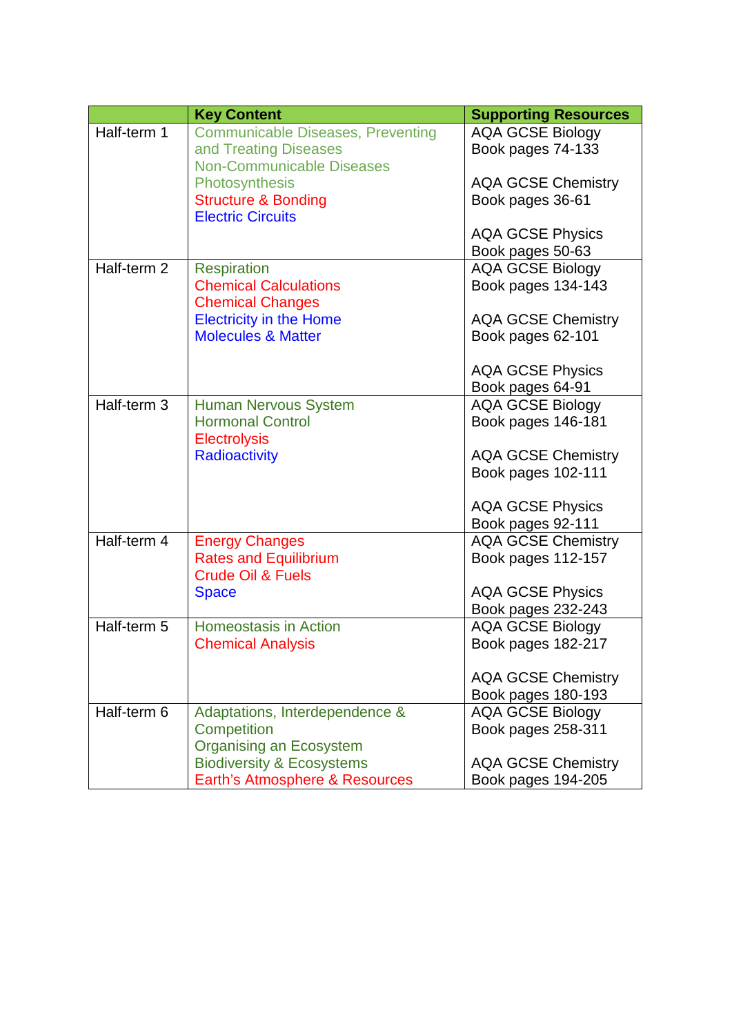| | Key Content | Supporting Resources |
|---|---|---|
| Half-term 1 | Communicable Diseases, Preventing and Treating Diseases<br>Non-Communicable Diseases<br>Photosynthesis<br>Structure & Bonding<br>Electric Circuits | AQA GCSE Biology Book pages 74-133<br><br>AQA GCSE Chemistry Book pages 36-61<br><br>AQA GCSE Physics Book pages 50-63 |
| Half-term 2 | Respiration<br>Chemical Calculations<br>Chemical Changes<br>Electricity in the Home<br>Molecules & Matter | AQA GCSE Biology Book pages 134-143<br><br>AQA GCSE Chemistry Book pages 62-101<br><br>AQA GCSE Physics Book pages 64-91 |
| Half-term 3 | Human Nervous System<br>Hormonal Control<br>Electrolysis<br>Radioactivity | AQA GCSE Biology Book pages 146-181<br><br>AQA GCSE Chemistry Book pages 102-111<br><br>AQA GCSE Physics Book pages 92-111 |
| Half-term 4 | Energy Changes<br>Rates and Equilibrium<br>Crude Oil & Fuels<br>Space | AQA GCSE Chemistry Book pages 112-157<br><br>AQA GCSE Physics Book pages 232-243 |
| Half-term 5 | Homeostasis in Action<br>Chemical Analysis | AQA GCSE Biology Book pages 182-217<br><br>AQA GCSE Chemistry Book pages 180-193 |
| Half-term 6 | Adaptations, Interdependence & Competition<br>Organising an Ecosystem<br>Biodiversity & Ecosystems<br>Earth's Atmosphere & Resources | AQA GCSE Biology Book pages 258-311<br><br>AQA GCSE Chemistry Book pages 194-205 |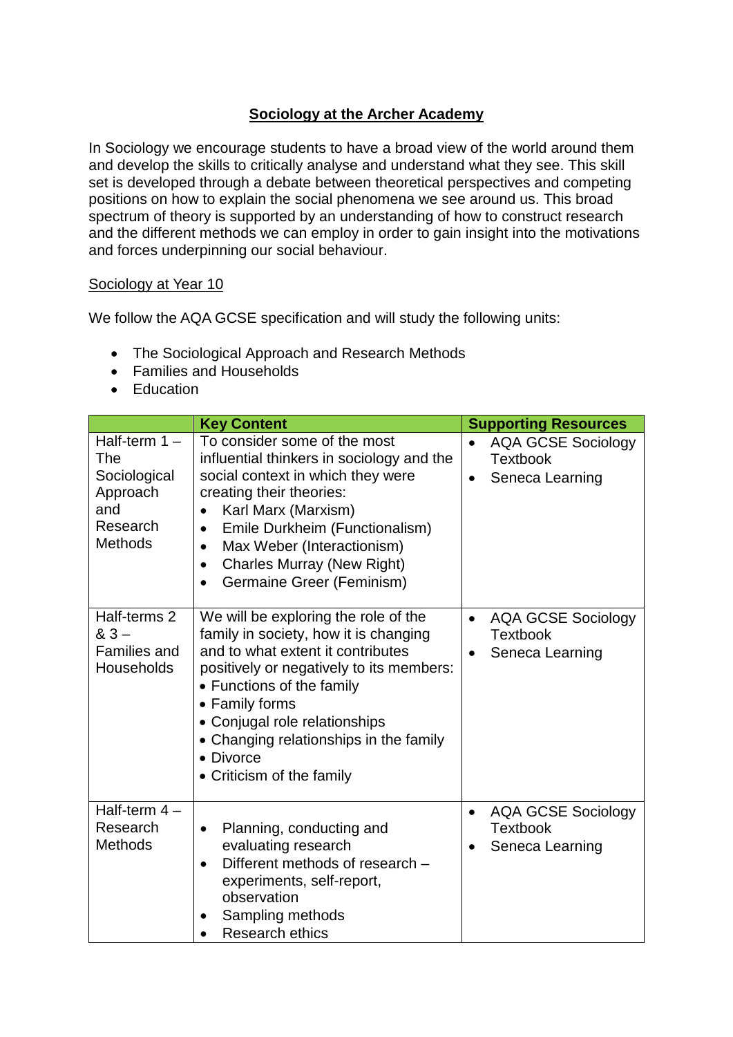# Sociology at the Archer Academy

In Sociology we encourage students to have a broad view of the world around them and develop the skills to critically analyse and understand what they see. This skill set is developed through a debate between theoretical perspectives and competing positions on how to explain the social phenomena we see around us. This broad spectrum of theory is supported by an understanding of how to construct research and the different methods we can employ in order to gain insight into the motivations and forces underpinning our social behaviour.

## Sociology at Year 10

We follow the AQA GCSE specification and will study the following units:

- The Sociological Approach and Research Methods
- Families and Households
- Education

| | Key Content | Supporting Resources |
|---|---|---|
| Half-term 1 – The Sociological Approach and Research Methods | To consider some of the most influential thinkers in sociology and the social context in which they were creating their theories:<br>• Karl Marx (Marxism)<br>• Emile Durkheim (Functionalism)<br>• Max Weber (Interactionism)<br>• Charles Murray (New Right)<br>• Germaine Greer (Feminism) | • AQA GCSE Sociology Textbook<br>• Seneca Learning |
| Half-terms 2 & 3 – Families and Households | We will be exploring the role of the family in society, how it is changing and to what extent it contributes positively or negatively to its members:<br>• Functions of the family<br>• Family forms<br>• Conjugal role relationships<br>• Changing relationships in the family<br>• Divorce<br>• Criticism of the family | • AQA GCSE Sociology Textbook<br>• Seneca Learning |
| Half-term 4 – Research Methods | • Planning, conducting and evaluating research<br>• Different methods of research – experiments, self-report, observation<br>• Sampling methods<br>• Research ethics | • AQA GCSE Sociology Textbook<br>• Seneca Learning |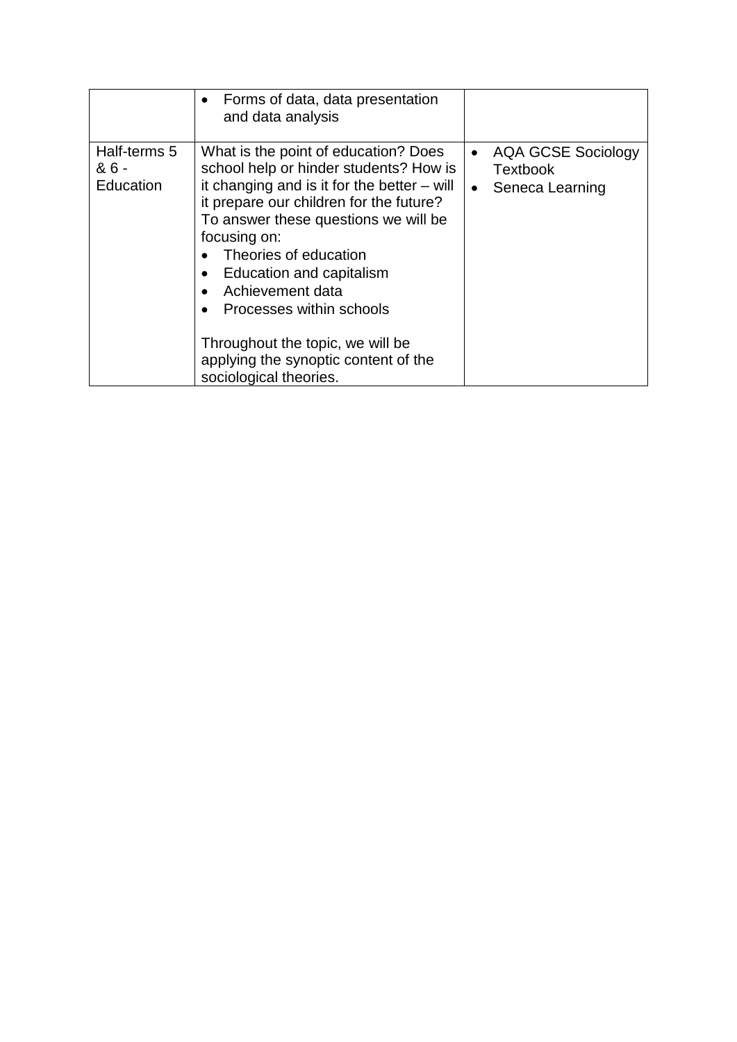| | | |
|---|---|---|
| | • Forms of data, data presentation and data analysis | |
| Half-terms 5 & 6 - Education | What is the point of education? Does school help or hinder students? How is it changing and is it for the better – will it prepare our children for the future? To answer these questions we will be focusing on:<br>• Theories of education<br>• Education and capitalism<br>• Achievement data<br>• Processes within schools<br><br>Throughout the topic, we will be applying the synoptic content of the sociological theories. | • AQA GCSE Sociology Textbook<br>• Seneca Learning |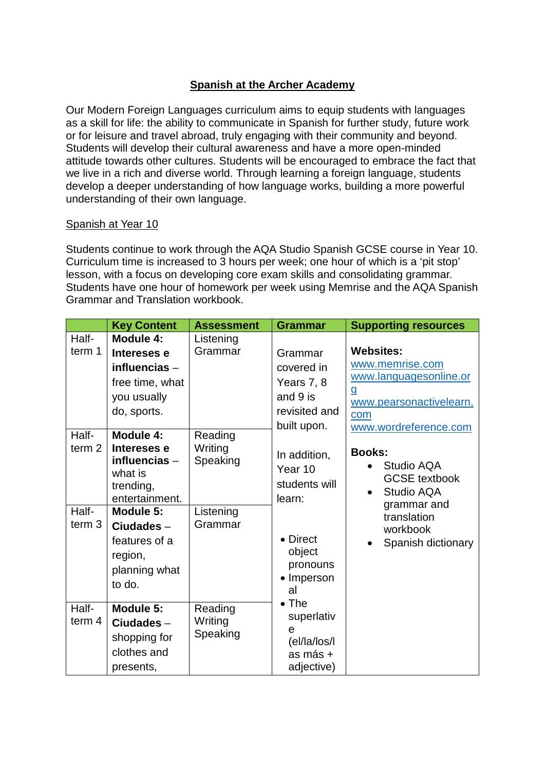# Spanish at the Archer Academy

Our Modern Foreign Languages curriculum aims to equip students with languages as a skill for life: the ability to communicate in Spanish for further study, future work or for leisure and travel abroad, truly engaging with their community and beyond. Students will develop their cultural awareness and have a more open-minded attitude towards other cultures. Students will be encouraged to embrace the fact that we live in a rich and diverse world. Through learning a foreign language, students develop a deeper understanding of how language works, building a more powerful understanding of their own language.

## Spanish at Year 10

Students continue to work through the AQA Studio Spanish GCSE course in Year 10. Curriculum time is increased to 3 hours per week; one hour of which is a 'pit stop' lesson, with a focus on developing core exam skills and consolidating grammar. Students have one hour of homework per week using Memrise and the AQA Spanish Grammar and Translation workbook.

| | Key Content | Assessment | Grammar | Supporting resources |
|---|---|---|---|---|
| Half-term 1 | **Module 4: Intereses e influencias** – free time, what you usually do, sports. | Listening Grammar | Grammar covered in Years 7, 8 and 9 is revisited and built upon. In addition, Year 10 students will learn: • Direct object pronouns • Impersonal • The superlative (el/la/los/las más + adjective) | **Websites:** www.memrise.com www.languagesonline.org www.pearsonactivelearn.com www.wordreference.com **Books:** • Studio AQA GCSE textbook • Studio AQA grammar and translation workbook • Spanish dictionary |
| Half-term 2 | **Module 4: Intereses e influencias** – what is trending, entertainment. | Reading Writing Speaking | | |
| Half-term 3 | **Module 5: Ciudades** – features of a region, planning what to do. | Listening Grammar | | |
| Half-term 4 | **Module 5: Ciudades** – shopping for clothes and presents, | Reading Writing Speaking | | |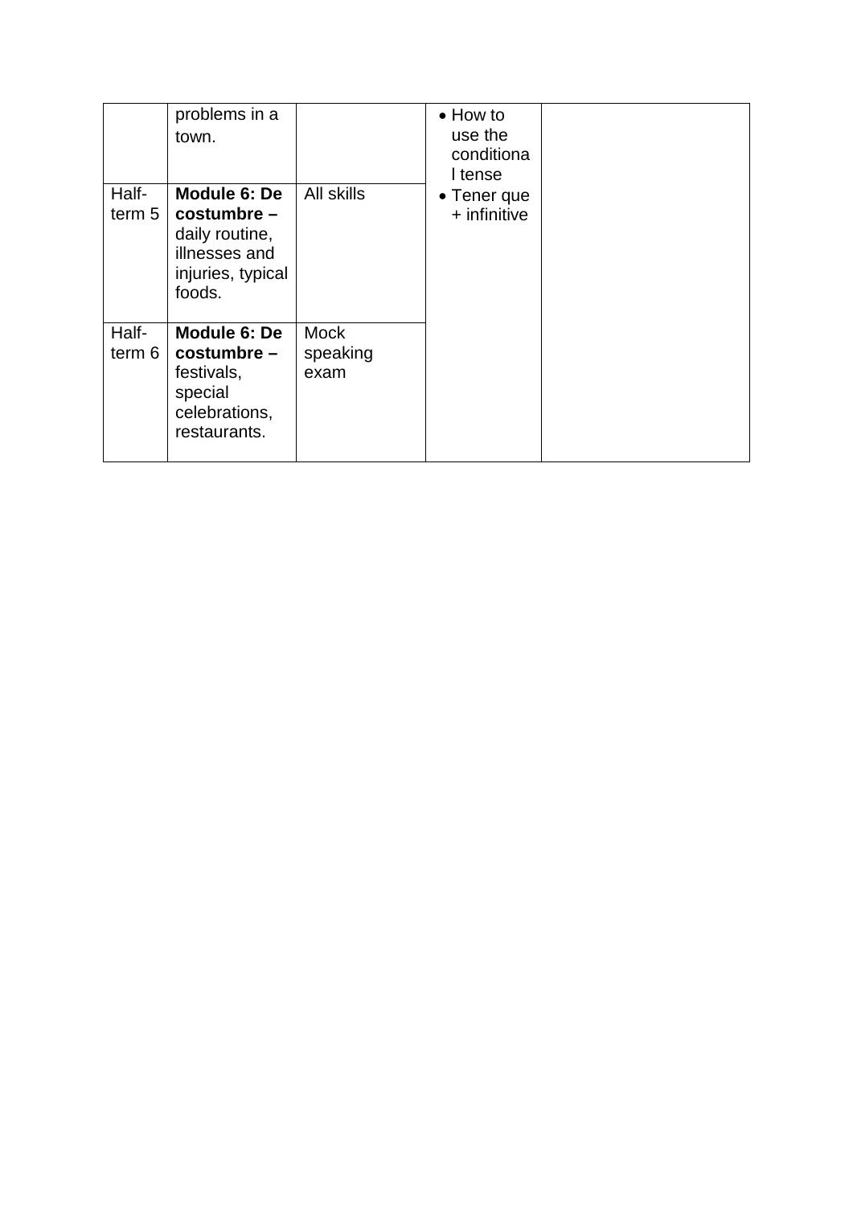| | | | | |
|---|---|---|---|---|
| | problems in a town. | | • How to use the conditional tense<br>• Tener que + infinitive | |
| Half-term 5 | **Module 6: De costumbre –** daily routine, illnesses and injuries, typical foods. | All skills | | |
| Half-term 6 | **Module 6: De costumbre –** festivals, special celebrations, restaurants. | Mock speaking exam | | |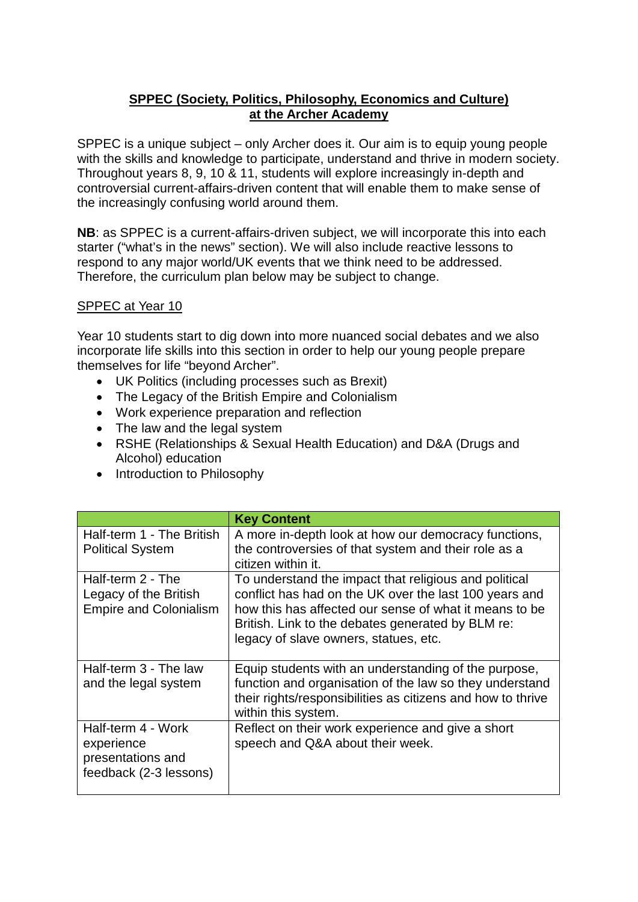**SPPEC (Society, Politics, Philosophy, Economics and Culture) at the Archer Academy**

SPPEC is a unique subject – only Archer does it. Our aim is to equip young people with the skills and knowledge to participate, understand and thrive in modern society. Throughout years 8, 9, 10 & 11, students will explore increasingly in-depth and controversial current-affairs-driven content that will enable them to make sense of the increasingly confusing world around them.

**NB**: as SPPEC is a current-affairs-driven subject, we will incorporate this into each starter ("what's in the news" section). We will also include reactive lessons to respond to any major world/UK events that we think need to be addressed. Therefore, the curriculum plan below may be subject to change.

SPPEC at Year 10

Year 10 students start to dig down into more nuanced social debates and we also incorporate life skills into this section in order to help our young people prepare themselves for life "beyond Archer".

- UK Politics (including processes such as Brexit)
- The Legacy of the British Empire and Colonialism
- Work experience preparation and reflection
- The law and the legal system
- RSHE (Relationships & Sexual Health Education) and D&A (Drugs and Alcohol) education
- Introduction to Philosophy

| | **Key Content** |
|---|---|
| Half-term 1 - The British Political System | A more in-depth look at how our democracy functions, the controversies of that system and their role as a citizen within it. |
| Half-term 2 - The Legacy of the British Empire and Colonialism | To understand the impact that religious and political conflict has had on the UK over the last 100 years and how this has affected our sense of what it means to be British. Link to the debates generated by BLM re: legacy of slave owners, statues, etc. |
| Half-term 3 - The law and the legal system | Equip students with an understanding of the purpose, function and organisation of the law so they understand their rights/responsibilities as citizens and how to thrive within this system. |
| Half-term 4 - Work experience presentations and feedback (2-3 lessons) | Reflect on their work experience and give a short speech and Q&A about their week. |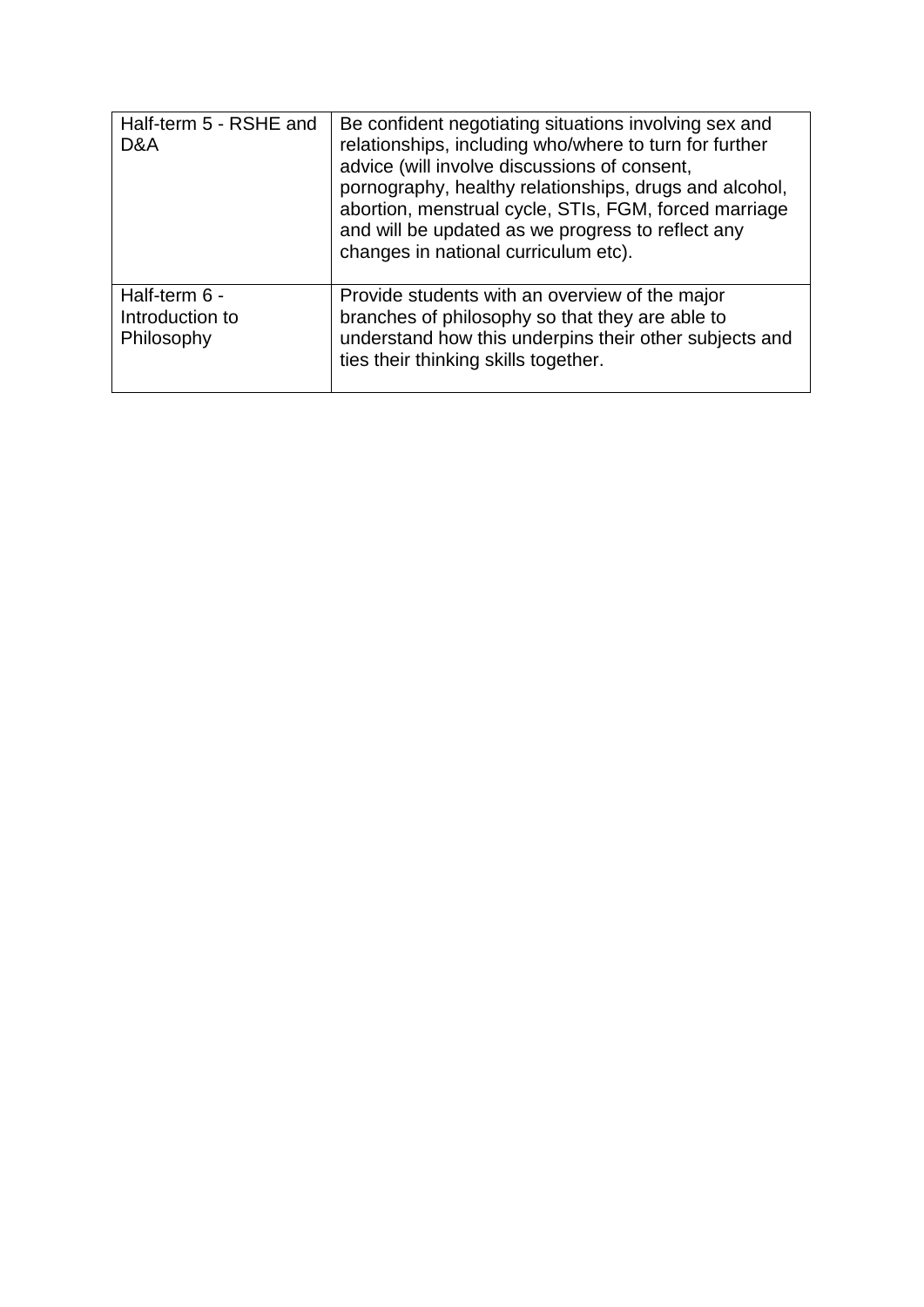| | |
|---|---|
| Half-term 5 - RSHE and D&A | Be confident negotiating situations involving sex and relationships, including who/where to turn for further advice (will involve discussions of consent, pornography, healthy relationships, drugs and alcohol, abortion, menstrual cycle, STIs, FGM, forced marriage and will be updated as we progress to reflect any changes in national curriculum etc). |
| Half-term 6 - Introduction to Philosophy | Provide students with an overview of the major branches of philosophy so that they are able to understand how this underpins their other subjects and ties their thinking skills together. |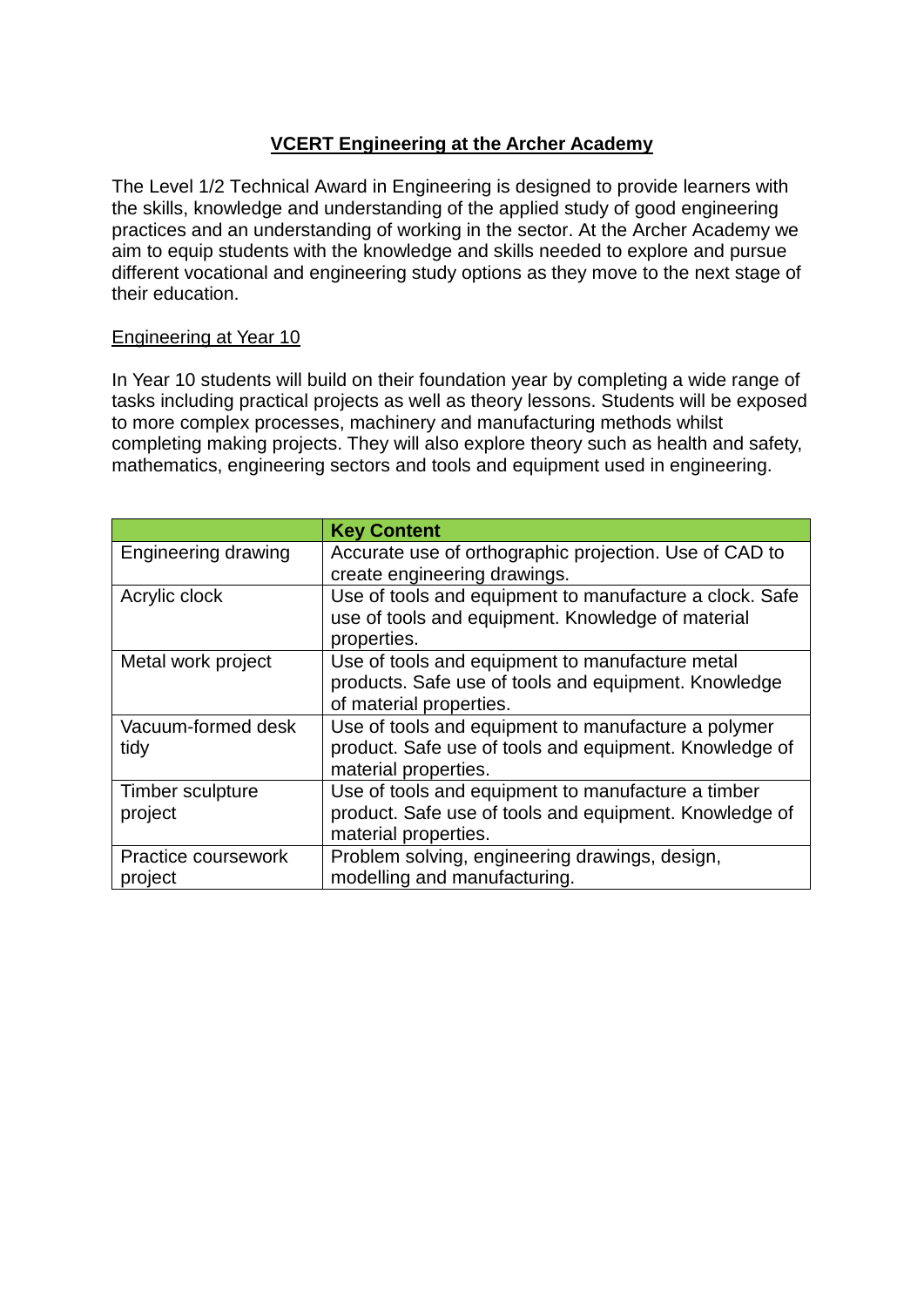# **VCERT Engineering at the Archer Academy**

The Level 1/2 Technical Award in Engineering is designed to provide learners with the skills, knowledge and understanding of the applied study of good engineering practices and an understanding of working in the sector. At the Archer Academy we aim to equip students with the knowledge and skills needed to explore and pursue different vocational and engineering study options as they move to the next stage of their education.

## Engineering at Year 10

In Year 10 students will build on their foundation year by completing a wide range of tasks including practical projects as well as theory lessons. Students will be exposed to more complex processes, machinery and manufacturing methods whilst completing making projects. They will also explore theory such as health and safety, mathematics, engineering sectors and tools and equipment used in engineering.

| | **Key Content** |
|---|---|
| Engineering drawing | Accurate use of orthographic projection. Use of CAD to create engineering drawings. |
| Acrylic clock | Use of tools and equipment to manufacture a clock. Safe use of tools and equipment. Knowledge of material properties. |
| Metal work project | Use of tools and equipment to manufacture metal products. Safe use of tools and equipment. Knowledge of material properties. |
| Vacuum-formed desk tidy | Use of tools and equipment to manufacture a polymer product. Safe use of tools and equipment. Knowledge of material properties. |
| Timber sculpture project | Use of tools and equipment to manufacture a timber product. Safe use of tools and equipment. Knowledge of material properties. |
| Practice coursework project | Problem solving, engineering drawings, design, modelling and manufacturing. |